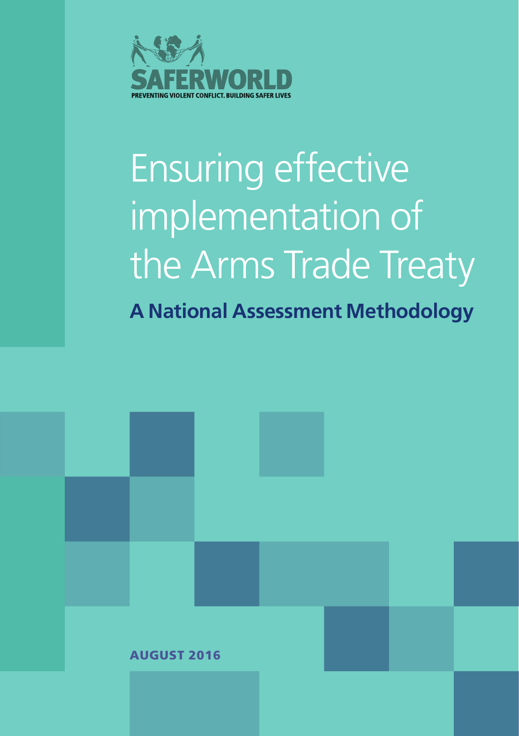SAFERWORLD

PREVENTING VIOLENT CONFLICT. BUILDING SAFER LIVES

# Ensuring effective implementation of the Arms Trade Treaty

## A National Assessment Methodology

AUGUST 2016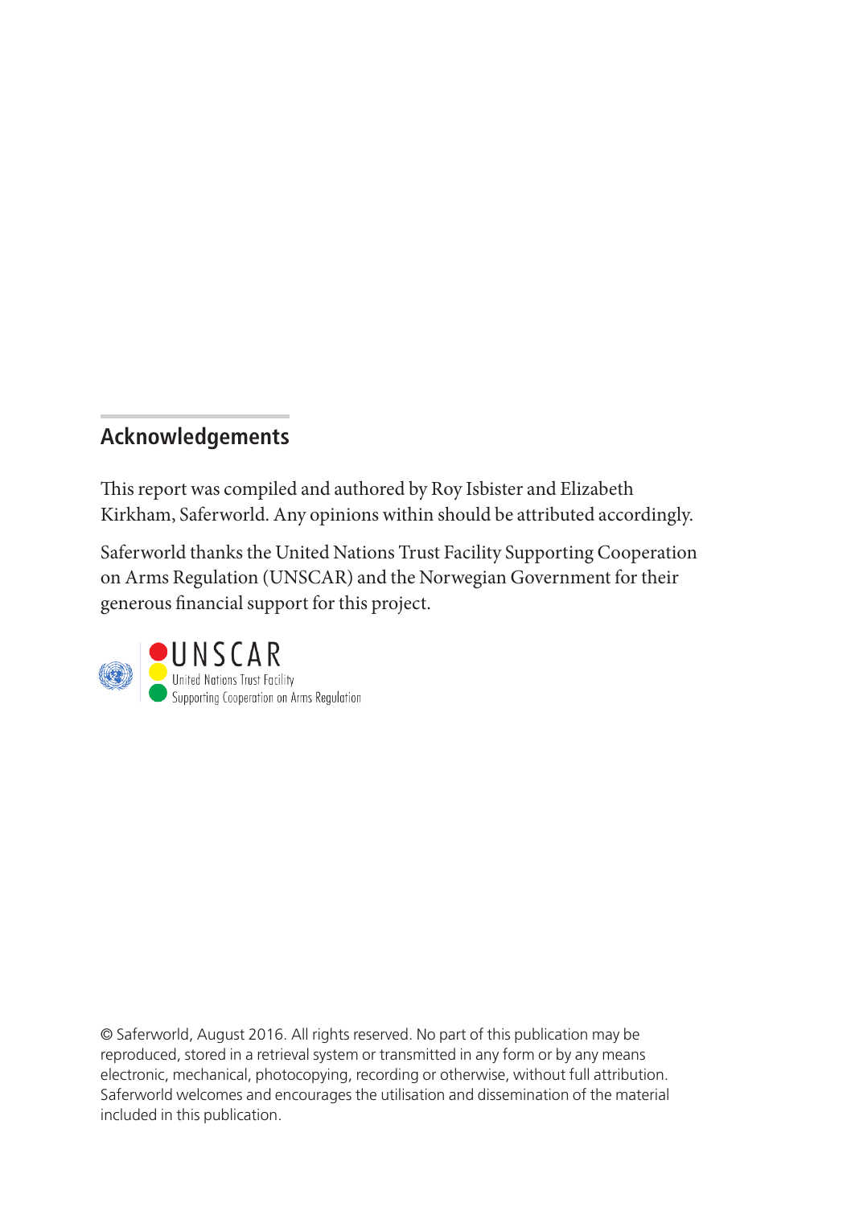## Acknowledgements

This report was compiled and authored by Roy Isbister and Elizabeth Kirkham, Saferworld. Any opinions within should be attributed accordingly.

Saferworld thanks the United Nations Trust Facility Supporting Cooperation on Arms Regulation (UNSCAR) and the Norwegian Government for their generous financial support for this project.

UNSCAR
United Nations Trust Facility
Supporting Cooperation on Arms Regulation

© Saferworld, August 2016. All rights reserved. No part of this publication may be reproduced, stored in a retrieval system or transmitted in any form or by any means electronic, mechanical, photocopying, recording or otherwise, without full attribution. Saferworld welcomes and encourages the utilisation and dissemination of the material included in this publication.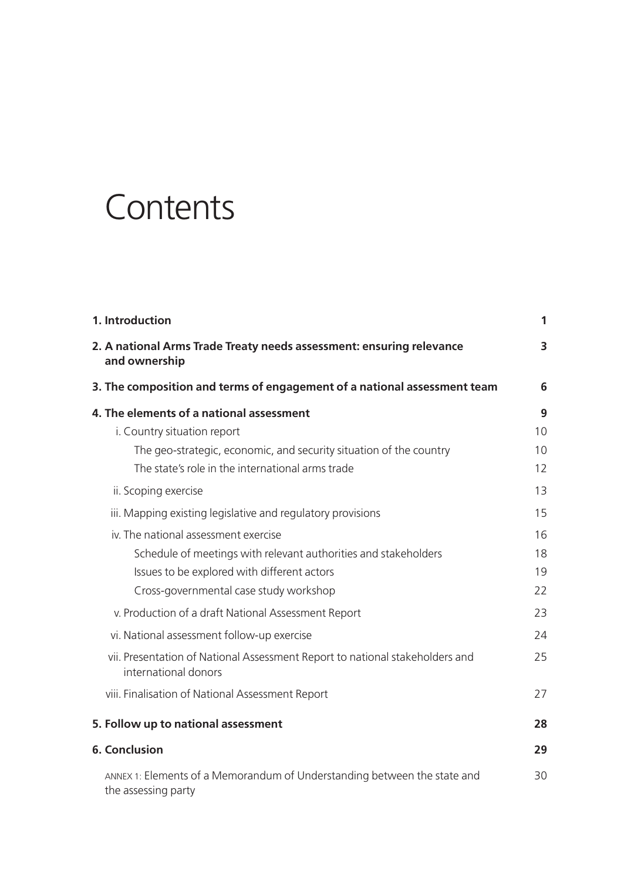# Contents

| | |
|---|---|
| **1. Introduction** | **1** |
| **2. A national Arms Trade Treaty needs assessment: ensuring relevance and ownership** | **3** |
| **3. The composition and terms of engagement of a national assessment team** | **6** |
| **4. The elements of a national assessment** | **9** |
| i. Country situation report | 10 |
| The geo-strategic, economic, and security situation of the country | 10 |
| The state's role in the international arms trade | 12 |
| ii. Scoping exercise | 13 |
| iii. Mapping existing legislative and regulatory provisions | 15 |
| iv. The national assessment exercise | 16 |
| Schedule of meetings with relevant authorities and stakeholders | 18 |
| Issues to be explored with different actors | 19 |
| Cross-governmental case study workshop | 22 |
| v. Production of a draft National Assessment Report | 23 |
| vi. National assessment follow-up exercise | 24 |
| vii. Presentation of National Assessment Report to national stakeholders and international donors | 25 |
| viii. Finalisation of National Assessment Report | 27 |
| **5. Follow up to national assessment** | **28** |
| **6. Conclusion** | **29** |
| ANNEX 1: Elements of a Memorandum of Understanding between the state and the assessing party | 30 |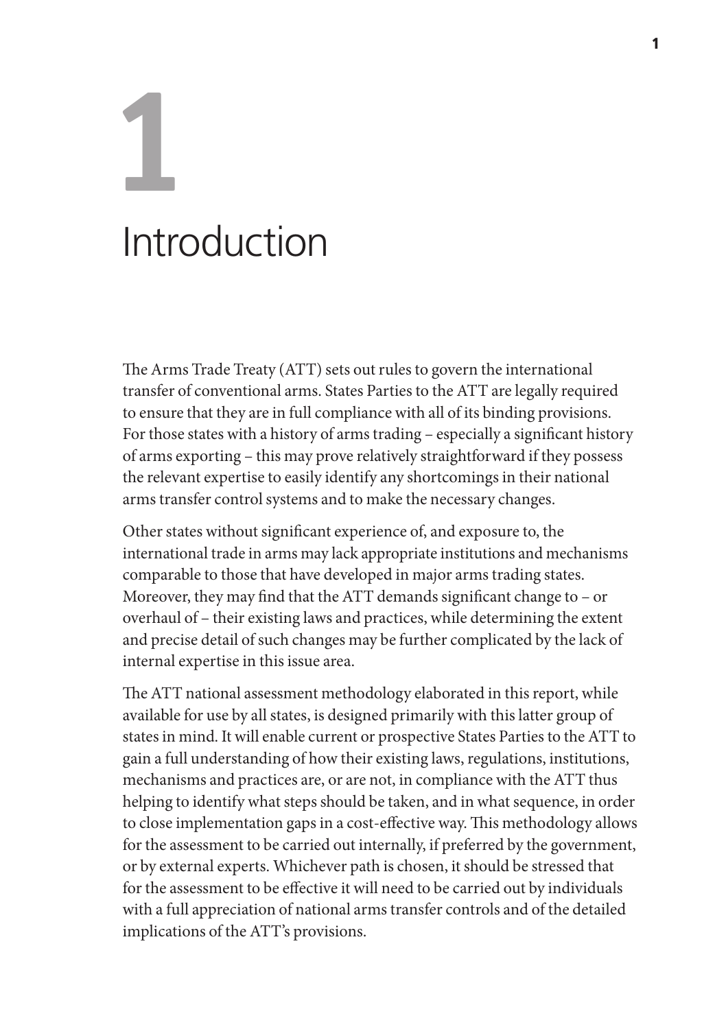# 1 Introduction

The Arms Trade Treaty (ATT) sets out rules to govern the international transfer of conventional arms. States Parties to the ATT are legally required to ensure that they are in full compliance with all of its binding provisions. For those states with a history of arms trading – especially a significant history of arms exporting – this may prove relatively straightforward if they possess the relevant expertise to easily identify any shortcomings in their national arms transfer control systems and to make the necessary changes.

Other states without significant experience of, and exposure to, the international trade in arms may lack appropriate institutions and mechanisms comparable to those that have developed in major arms trading states. Moreover, they may find that the ATT demands significant change to – or overhaul of – their existing laws and practices, while determining the extent and precise detail of such changes may be further complicated by the lack of internal expertise in this issue area.

The ATT national assessment methodology elaborated in this report, while available for use by all states, is designed primarily with this latter group of states in mind. It will enable current or prospective States Parties to the ATT to gain a full understanding of how their existing laws, regulations, institutions, mechanisms and practices are, or are not, in compliance with the ATT thus helping to identify what steps should be taken, and in what sequence, in order to close implementation gaps in a cost-effective way. This methodology allows for the assessment to be carried out internally, if preferred by the government, or by external experts. Whichever path is chosen, it should be stressed that for the assessment to be effective it will need to be carried out by individuals with a full appreciation of national arms transfer controls and of the detailed implications of the ATT's provisions.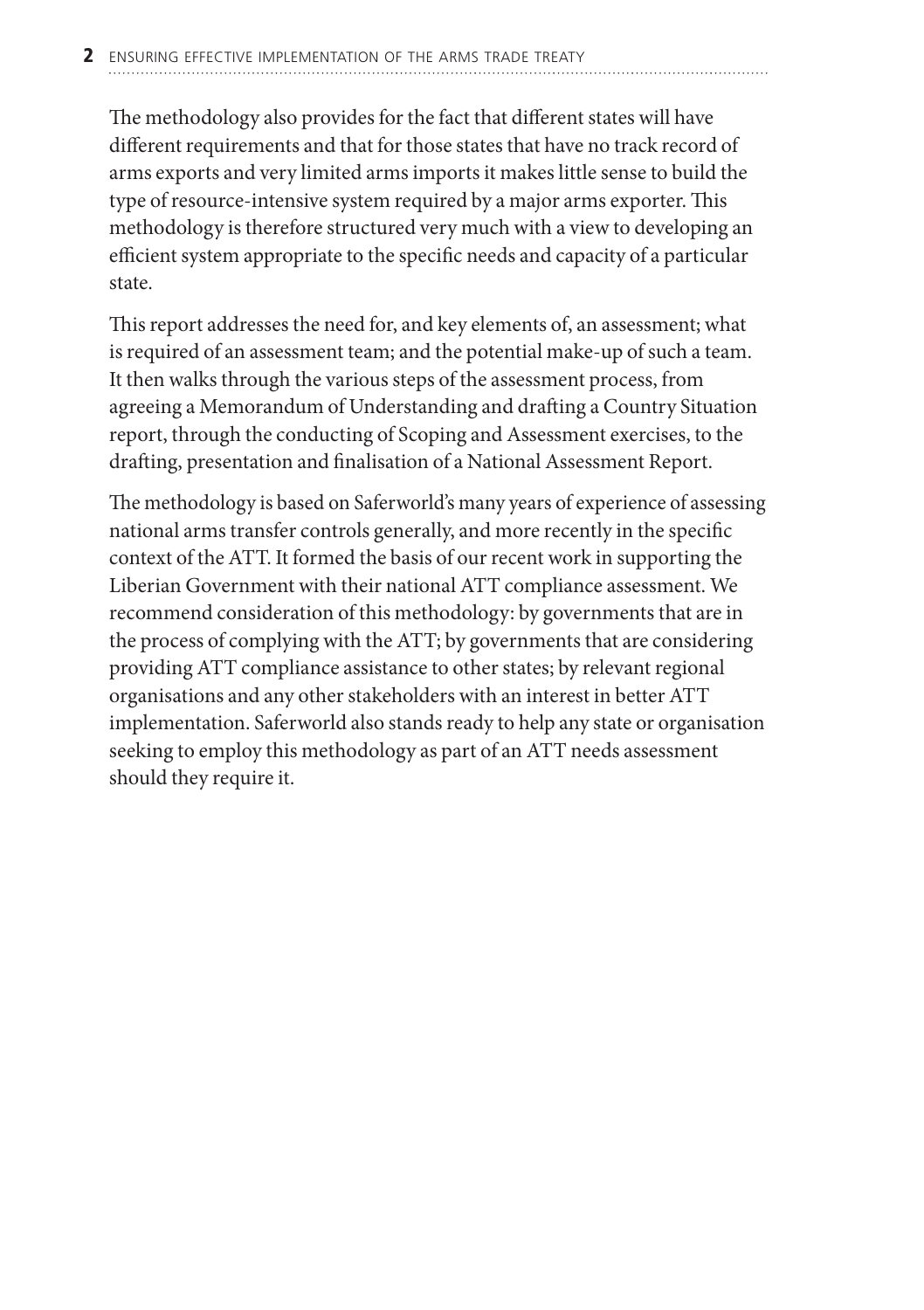The methodology also provides for the fact that different states will have different requirements and that for those states that have no track record of arms exports and very limited arms imports it makes little sense to build the type of resource-intensive system required by a major arms exporter. This methodology is therefore structured very much with a view to developing an efficient system appropriate to the specific needs and capacity of a particular state.

This report addresses the need for, and key elements of, an assessment; what is required of an assessment team; and the potential make-up of such a team. It then walks through the various steps of the assessment process, from agreeing a Memorandum of Understanding and drafting a Country Situation report, through the conducting of Scoping and Assessment exercises, to the drafting, presentation and finalisation of a National Assessment Report.

The methodology is based on Saferworld's many years of experience of assessing national arms transfer controls generally, and more recently in the specific context of the ATT. It formed the basis of our recent work in supporting the Liberian Government with their national ATT compliance assessment. We recommend consideration of this methodology: by governments that are in the process of complying with the ATT; by governments that are considering providing ATT compliance assistance to other states; by relevant regional organisations and any other stakeholders with an interest in better ATT implementation. Saferworld also stands ready to help any state or organisation seeking to employ this methodology as part of an ATT needs assessment should they require it.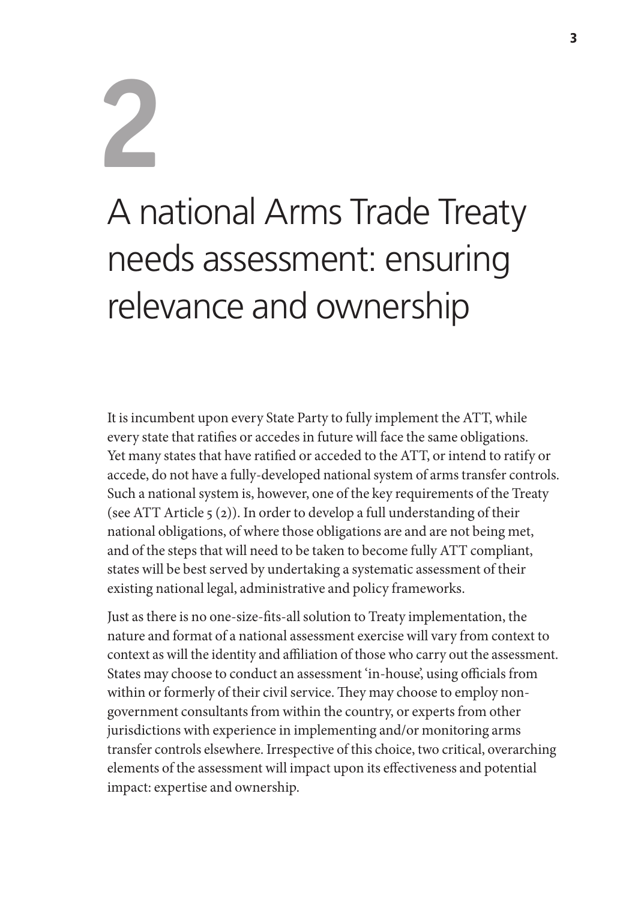# 2

# A national Arms Trade Treaty needs assessment: ensuring relevance and ownership

It is incumbent upon every State Party to fully implement the ATT, while every state that ratifies or accedes in future will face the same obligations. Yet many states that have ratified or acceded to the ATT, or intend to ratify or accede, do not have a fully-developed national system of arms transfer controls. Such a national system is, however, one of the key requirements of the Treaty (see ATT Article 5 (2)). In order to develop a full understanding of their national obligations, of where those obligations are and are not being met, and of the steps that will need to be taken to become fully ATT compliant, states will be best served by undertaking a systematic assessment of their existing national legal, administrative and policy frameworks.

Just as there is no one-size-fits-all solution to Treaty implementation, the nature and format of a national assessment exercise will vary from context to context as will the identity and affiliation of those who carry out the assessment. States may choose to conduct an assessment 'in-house', using officials from within or formerly of their civil service. They may choose to employ non-government consultants from within the country, or experts from other jurisdictions with experience in implementing and/or monitoring arms transfer controls elsewhere. Irrespective of this choice, two critical, overarching elements of the assessment will impact upon its effectiveness and potential impact: expertise and ownership.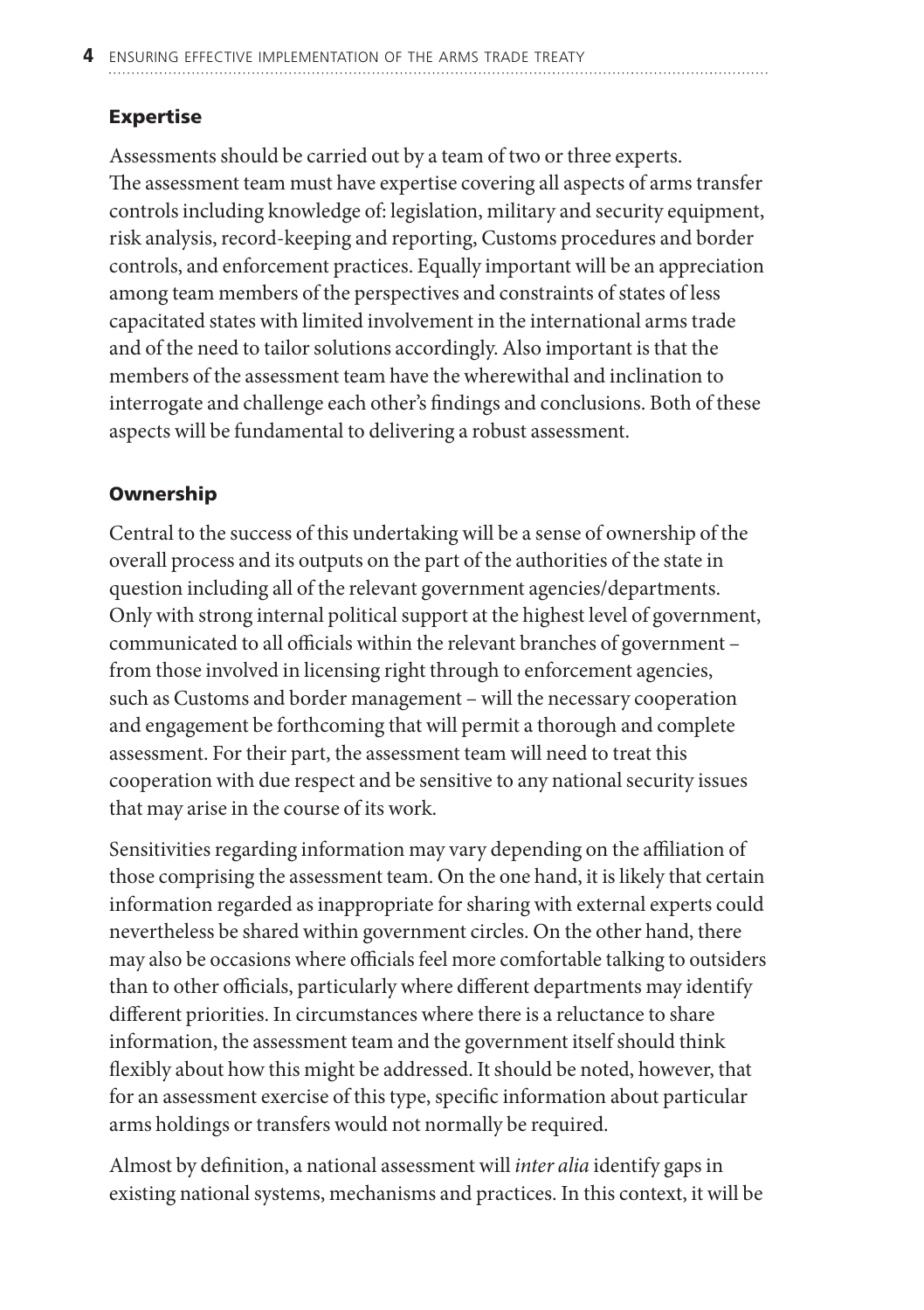## Expertise

Assessments should be carried out by a team of two or three experts. The assessment team must have expertise covering all aspects of arms transfer controls including knowledge of: legislation, military and security equipment, risk analysis, record-keeping and reporting, Customs procedures and border controls, and enforcement practices. Equally important will be an appreciation among team members of the perspectives and constraints of states of less capacitated states with limited involvement in the international arms trade and of the need to tailor solutions accordingly. Also important is that the members of the assessment team have the wherewithal and inclination to interrogate and challenge each other's findings and conclusions. Both of these aspects will be fundamental to delivering a robust assessment.

## Ownership

Central to the success of this undertaking will be a sense of ownership of the overall process and its outputs on the part of the authorities of the state in question including all of the relevant government agencies/departments. Only with strong internal political support at the highest level of government, communicated to all officials within the relevant branches of government – from those involved in licensing right through to enforcement agencies, such as Customs and border management – will the necessary cooperation and engagement be forthcoming that will permit a thorough and complete assessment. For their part, the assessment team will need to treat this cooperation with due respect and be sensitive to any national security issues that may arise in the course of its work.

Sensitivities regarding information may vary depending on the affiliation of those comprising the assessment team. On the one hand, it is likely that certain information regarded as inappropriate for sharing with external experts could nevertheless be shared within government circles. On the other hand, there may also be occasions where officials feel more comfortable talking to outsiders than to other officials, particularly where different departments may identify different priorities. In circumstances where there is a reluctance to share information, the assessment team and the government itself should think flexibly about how this might be addressed. It should be noted, however, that for an assessment exercise of this type, specific information about particular arms holdings or transfers would not normally be required.

Almost by definition, a national assessment will *inter alia* identify gaps in existing national systems, mechanisms and practices. In this context, it will be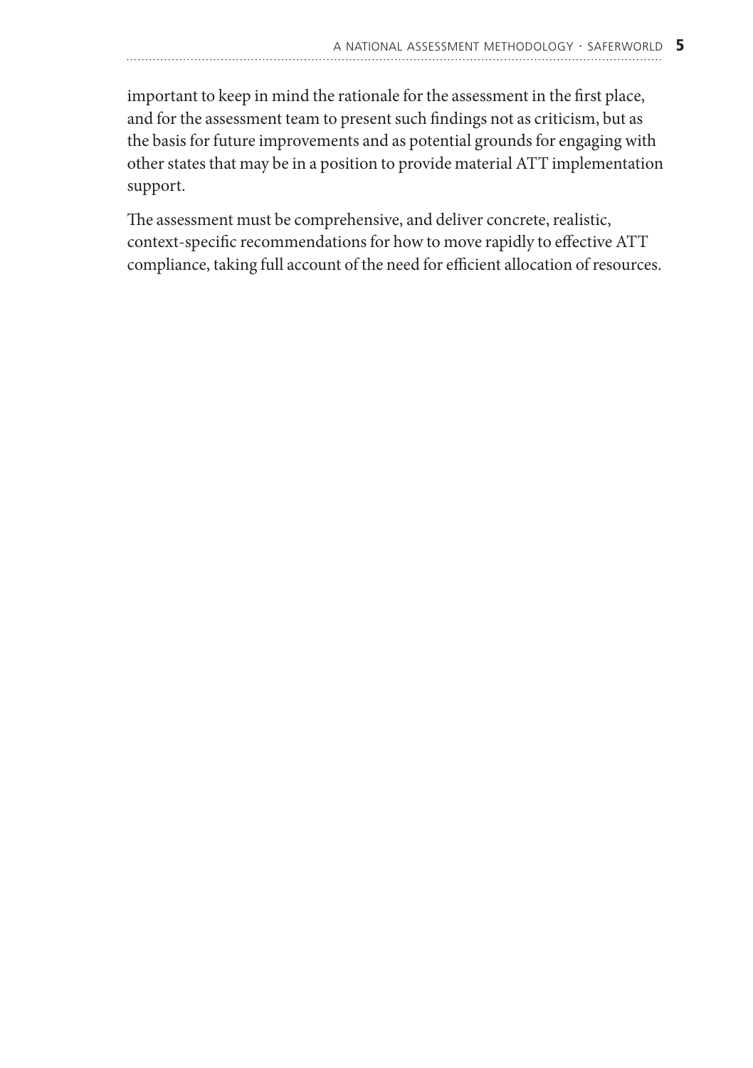important to keep in mind the rationale for the assessment in the first place, and for the assessment team to present such findings not as criticism, but as the basis for future improvements and as potential grounds for engaging with other states that may be in a position to provide material ATT implementation support.

The assessment must be comprehensive, and deliver concrete, realistic, context-specific recommendations for how to move rapidly to effective ATT compliance, taking full account of the need for efficient allocation of resources.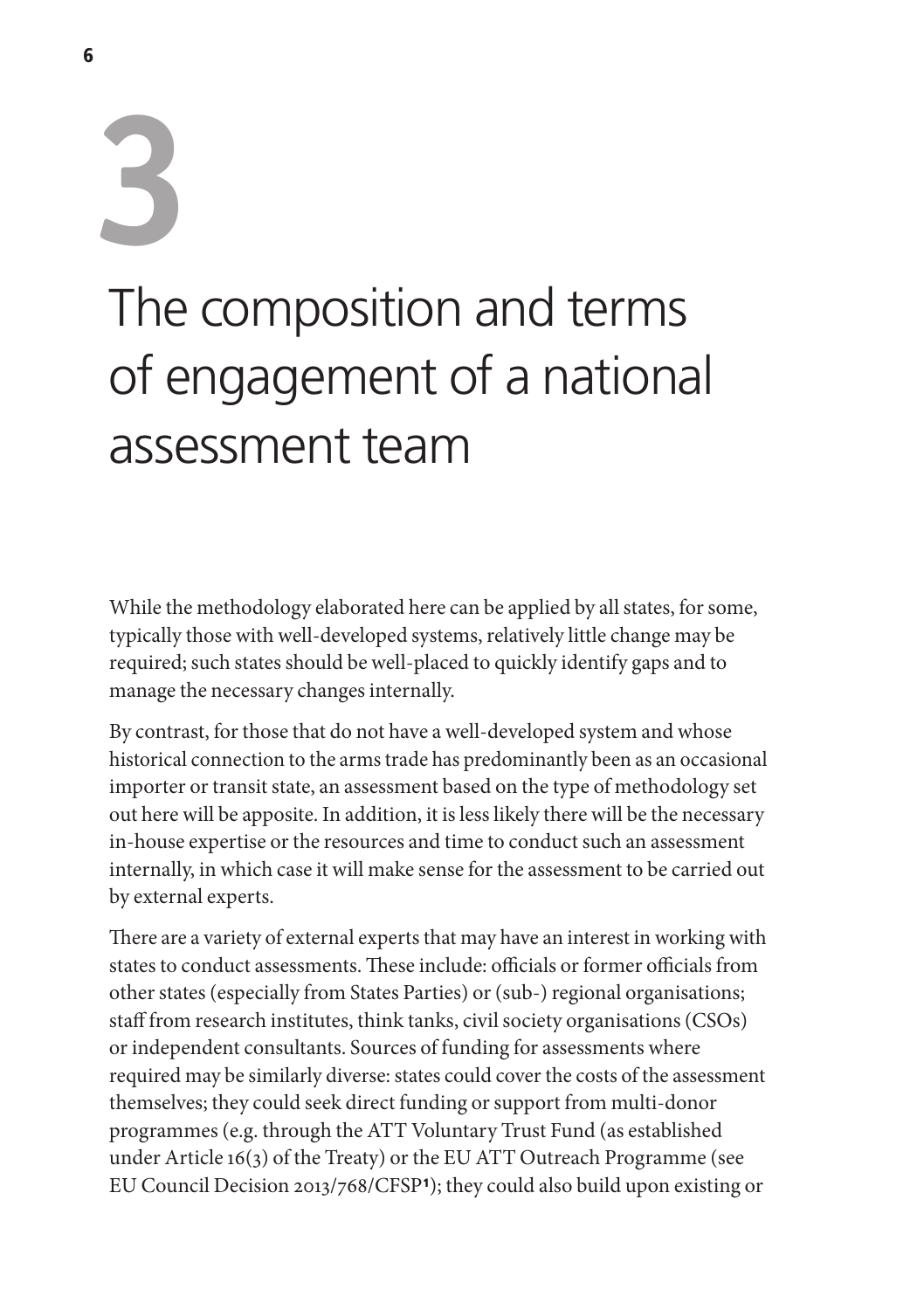# 3

# The composition and terms of engagement of a national assessment team

While the methodology elaborated here can be applied by all states, for some, typically those with well-developed systems, relatively little change may be required; such states should be well-placed to quickly identify gaps and to manage the necessary changes internally.

By contrast, for those that do not have a well-developed system and whose historical connection to the arms trade has predominantly been as an occasional importer or transit state, an assessment based on the type of methodology set out here will be apposite. In addition, it is less likely there will be the necessary in-house expertise or the resources and time to conduct such an assessment internally, in which case it will make sense for the assessment to be carried out by external experts.

There are a variety of external experts that may have an interest in working with states to conduct assessments. These include: officials or former officials from other states (especially from States Parties) or (sub-) regional organisations; staff from research institutes, think tanks, civil society organisations (CSOs) or independent consultants. Sources of funding for assessments where required may be similarly diverse: states could cover the costs of the assessment themselves; they could seek direct funding or support from multi-donor programmes (e.g. through the ATT Voluntary Trust Fund (as established under Article 16(3) of the Treaty) or the EU ATT Outreach Programme (see EU Council Decision 2013/768/CFSP[1]); they could also build upon existing or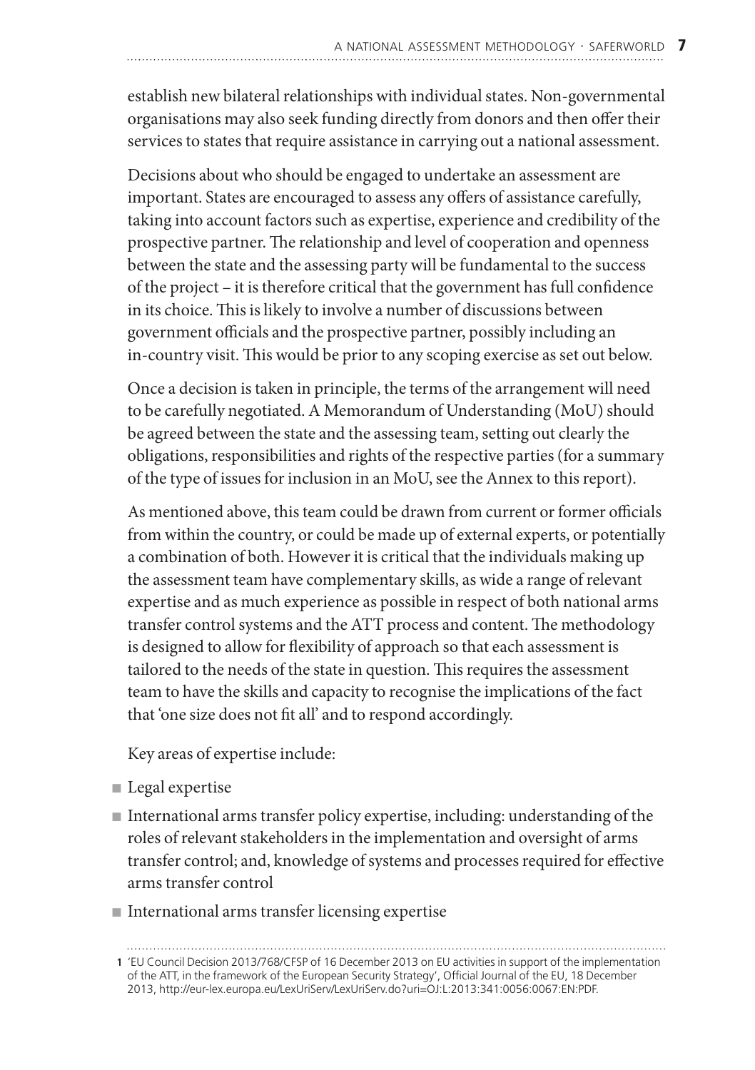establish new bilateral relationships with individual states. Non-governmental organisations may also seek funding directly from donors and then offer their services to states that require assistance in carrying out a national assessment.

Decisions about who should be engaged to undertake an assessment are important. States are encouraged to assess any offers of assistance carefully, taking into account factors such as expertise, experience and credibility of the prospective partner. The relationship and level of cooperation and openness between the state and the assessing party will be fundamental to the success of the project – it is therefore critical that the government has full confidence in its choice. This is likely to involve a number of discussions between government officials and the prospective partner, possibly including an in-country visit. This would be prior to any scoping exercise as set out below.

Once a decision is taken in principle, the terms of the arrangement will need to be carefully negotiated. A Memorandum of Understanding (MoU) should be agreed between the state and the assessing team, setting out clearly the obligations, responsibilities and rights of the respective parties (for a summary of the type of issues for inclusion in an MoU, see the Annex to this report).

As mentioned above, this team could be drawn from current or former officials from within the country, or could be made up of external experts, or potentially a combination of both. However it is critical that the individuals making up the assessment team have complementary skills, as wide a range of relevant expertise and as much experience as possible in respect of both national arms transfer control systems and the ATT process and content. The methodology is designed to allow for flexibility of approach so that each assessment is tailored to the needs of the state in question. This requires the assessment team to have the skills and capacity to recognise the implications of the fact that 'one size does not fit all' and to respond accordingly.

Key areas of expertise include:

- Legal expertise
- International arms transfer policy expertise, including: understanding of the roles of relevant stakeholders in the implementation and oversight of arms transfer control; and, knowledge of systems and processes required for effective arms transfer control
- International arms transfer licensing expertise

1 'EU Council Decision 2013/768/CFSP of 16 December 2013 on EU activities in support of the implementation of the ATT, in the framework of the European Security Strategy', Official Journal of the EU, 18 December 2013, http://eur-lex.europa.eu/LexUriServ/LexUriServ.do?uri=OJ:L:2013:341:0056:0067:EN:PDF.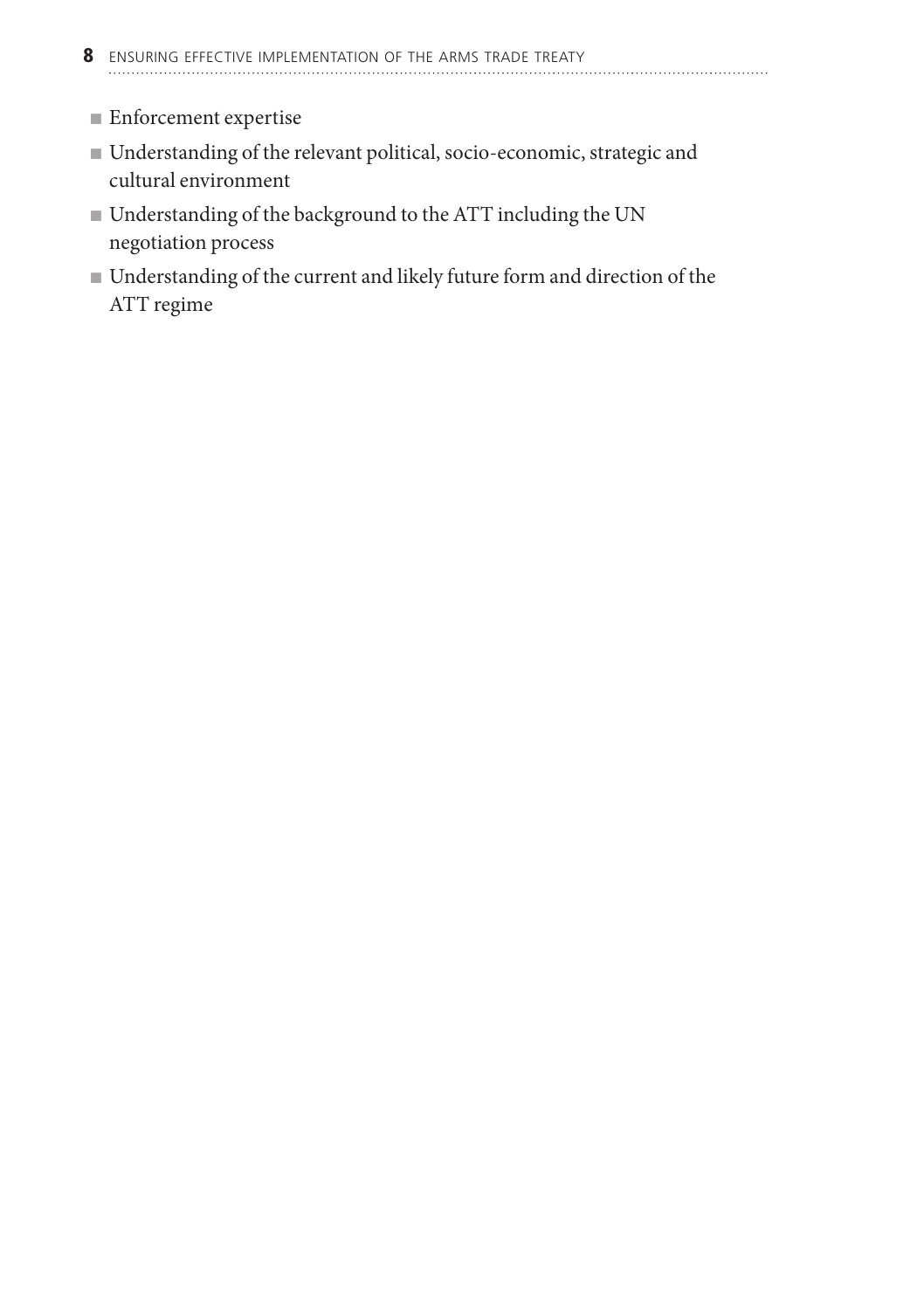- Enforcement expertise
- Understanding of the relevant political, socio-economic, strategic and cultural environment
- Understanding of the background to the ATT including the UN negotiation process
- Understanding of the current and likely future form and direction of the ATT regime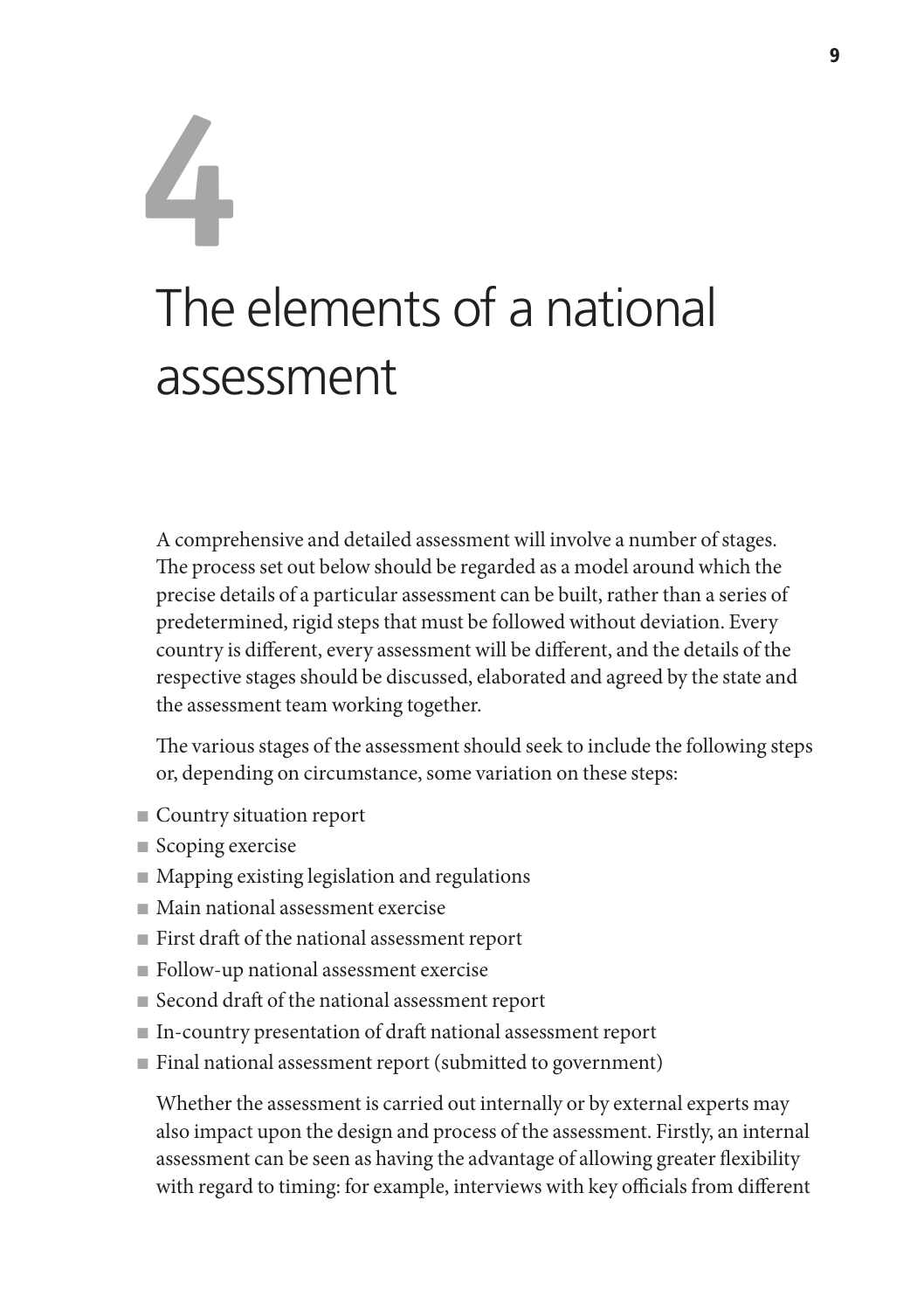# 4 The elements of a national assessment

A comprehensive and detailed assessment will involve a number of stages. The process set out below should be regarded as a model around which the precise details of a particular assessment can be built, rather than a series of predetermined, rigid steps that must be followed without deviation. Every country is different, every assessment will be different, and the details of the respective stages should be discussed, elaborated and agreed by the state and the assessment team working together.

The various stages of the assessment should seek to include the following steps or, depending on circumstance, some variation on these steps:

- Country situation report
- Scoping exercise
- Mapping existing legislation and regulations
- Main national assessment exercise
- First draft of the national assessment report
- Follow-up national assessment exercise
- Second draft of the national assessment report
- In-country presentation of draft national assessment report
- Final national assessment report (submitted to government)

Whether the assessment is carried out internally or by external experts may also impact upon the design and process of the assessment. Firstly, an internal assessment can be seen as having the advantage of allowing greater flexibility with regard to timing: for example, interviews with key officials from different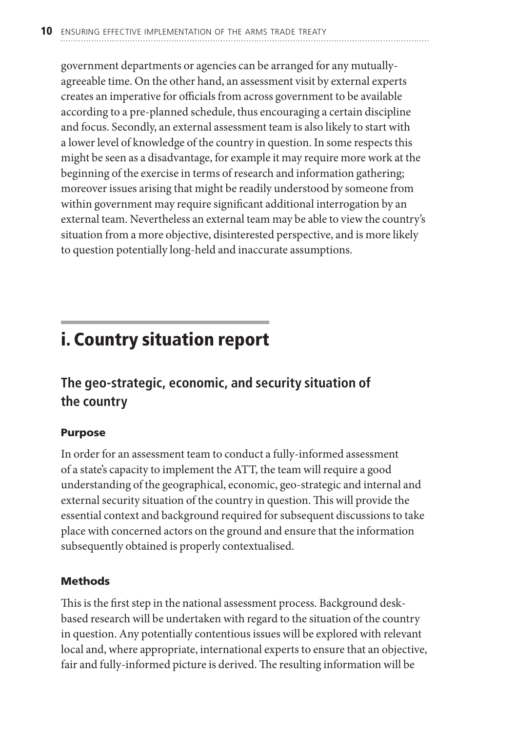government departments or agencies can be arranged for any mutually-agreeable time. On the other hand, an assessment visit by external experts creates an imperative for officials from across government to be available according to a pre-planned schedule, thus encouraging a certain discipline and focus. Secondly, an external assessment team is also likely to start with a lower level of knowledge of the country in question. In some respects this might be seen as a disadvantage, for example it may require more work at the beginning of the exercise in terms of research and information gathering; moreover issues arising that might be readily understood by someone from within government may require significant additional interrogation by an external team. Nevertheless an external team may be able to view the country's situation from a more objective, disinterested perspective, and is more likely to question potentially long-held and inaccurate assumptions.

# i. Country situation report

## The geo-strategic, economic, and security situation of the country

### Purpose

In order for an assessment team to conduct a fully-informed assessment of a state's capacity to implement the ATT, the team will require a good understanding of the geographical, economic, geo-strategic and internal and external security situation of the country in question. This will provide the essential context and background required for subsequent discussions to take place with concerned actors on the ground and ensure that the information subsequently obtained is properly contextualised.

### Methods

This is the first step in the national assessment process. Background desk-based research will be undertaken with regard to the situation of the country in question. Any potentially contentious issues will be explored with relevant local and, where appropriate, international experts to ensure that an objective, fair and fully-informed picture is derived. The resulting information will be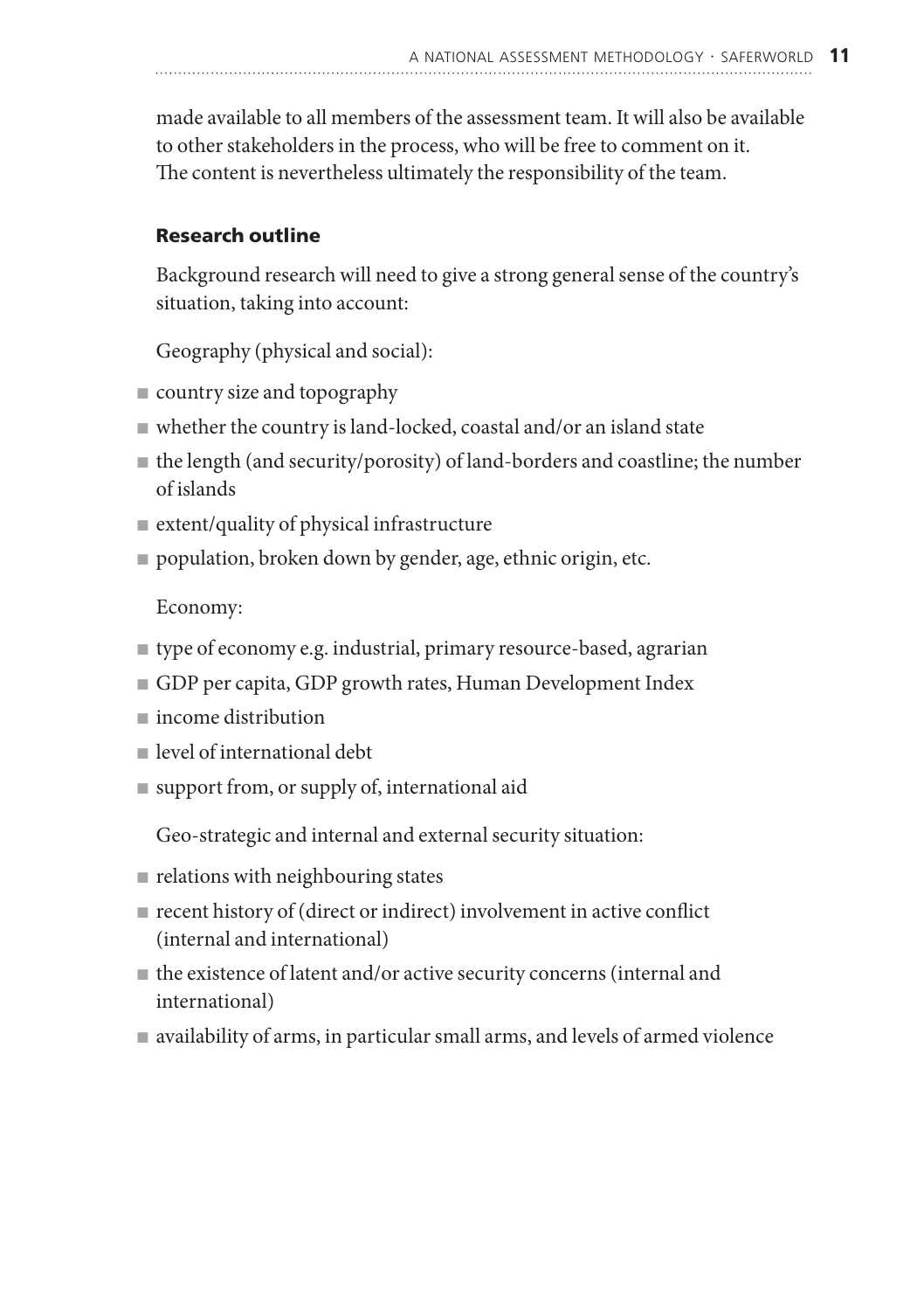made available to all members of the assessment team. It will also be available to other stakeholders in the process, who will be free to comment on it. The content is nevertheless ultimately the responsibility of the team.

### Research outline

Background research will need to give a strong general sense of the country's situation, taking into account:

Geography (physical and social):

- country size and topography
- whether the country is land-locked, coastal and/or an island state
- the length (and security/porosity) of land-borders and coastline; the number of islands
- extent/quality of physical infrastructure
- population, broken down by gender, age, ethnic origin, etc.

Economy:

- type of economy e.g. industrial, primary resource-based, agrarian
- GDP per capita, GDP growth rates, Human Development Index
- income distribution
- level of international debt
- support from, or supply of, international aid

Geo-strategic and internal and external security situation:

- relations with neighbouring states
- recent history of (direct or indirect) involvement in active conflict (internal and international)
- the existence of latent and/or active security concerns (internal and international)
- availability of arms, in particular small arms, and levels of armed violence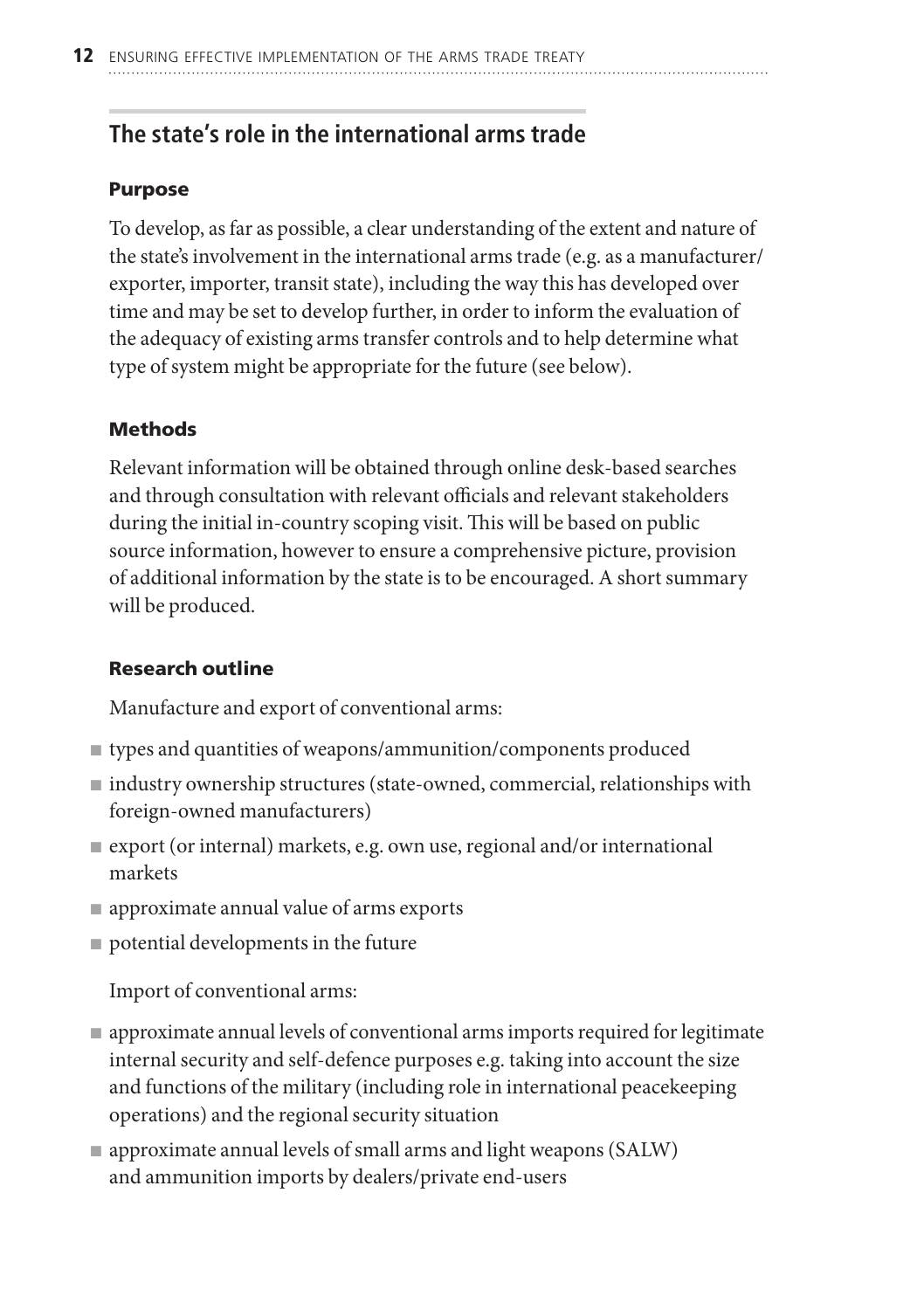## The state's role in the international arms trade

### Purpose

To develop, as far as possible, a clear understanding of the extent and nature of the state's involvement in the international arms trade (e.g. as a manufacturer/exporter, importer, transit state), including the way this has developed over time and may be set to develop further, in order to inform the evaluation of the adequacy of existing arms transfer controls and to help determine what type of system might be appropriate for the future (see below).

### Methods

Relevant information will be obtained through online desk-based searches and through consultation with relevant officials and relevant stakeholders during the initial in-country scoping visit. This will be based on public source information, however to ensure a comprehensive picture, provision of additional information by the state is to be encouraged. A short summary will be produced.

### Research outline

Manufacture and export of conventional arms:

- types and quantities of weapons/ammunition/components produced
- industry ownership structures (state-owned, commercial, relationships with foreign-owned manufacturers)
- export (or internal) markets, e.g. own use, regional and/or international markets
- approximate annual value of arms exports
- potential developments in the future

Import of conventional arms:

- approximate annual levels of conventional arms imports required for legitimate internal security and self-defence purposes e.g. taking into account the size and functions of the military (including role in international peacekeeping operations) and the regional security situation
- approximate annual levels of small arms and light weapons (SALW) and ammunition imports by dealers/private end-users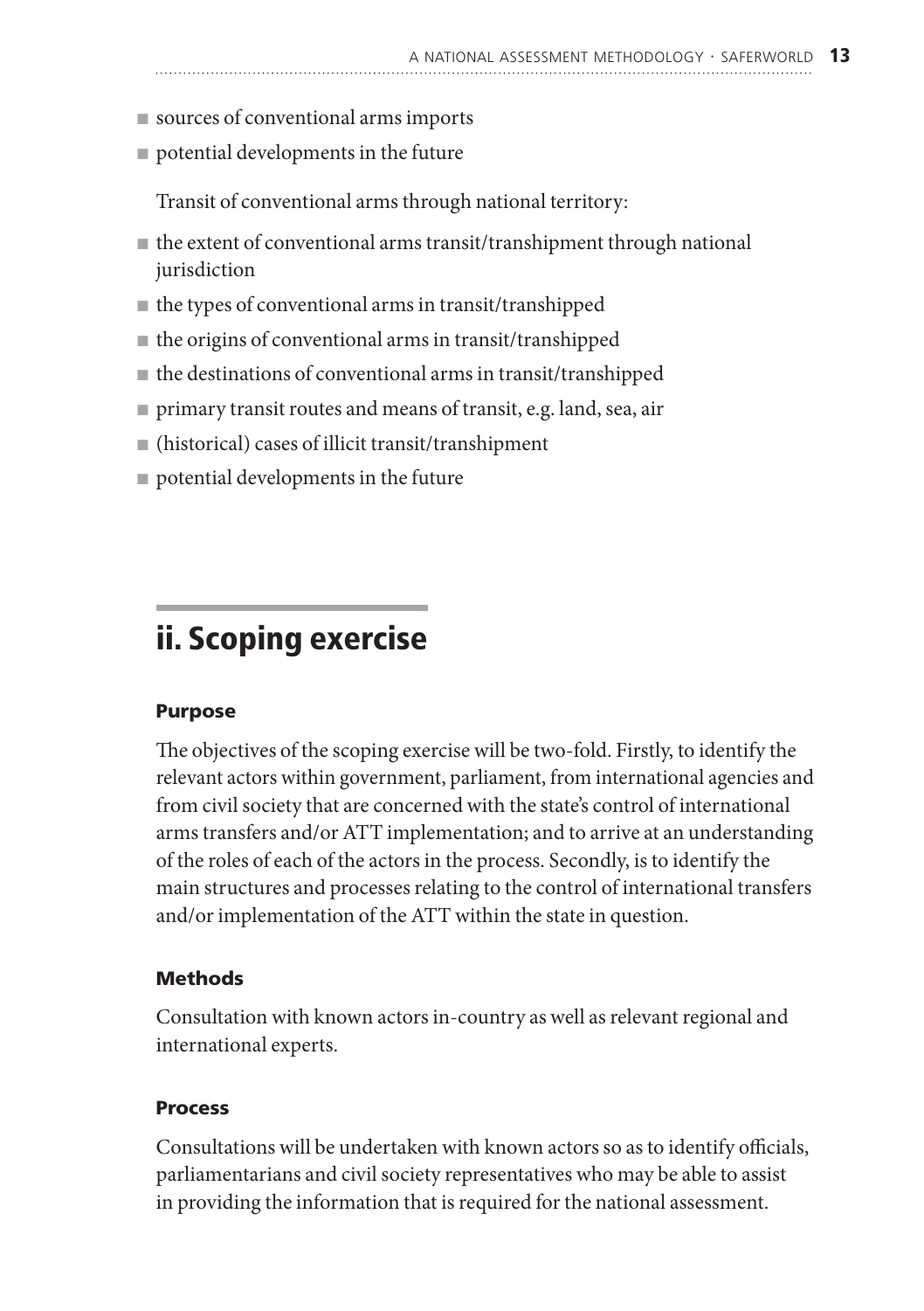- sources of conventional arms imports
- potential developments in the future

Transit of conventional arms through national territory:

- the extent of conventional arms transit/transhipment through national jurisdiction
- the types of conventional arms in transit/transhipped
- the origins of conventional arms in transit/transhipped
- the destinations of conventional arms in transit/transhipped
- primary transit routes and means of transit, e.g. land, sea, air
- (historical) cases of illicit transit/transhipment
- potential developments in the future

## ii. Scoping exercise

### Purpose

The objectives of the scoping exercise will be two-fold. Firstly, to identify the relevant actors within government, parliament, from international agencies and from civil society that are concerned with the state's control of international arms transfers and/or ATT implementation; and to arrive at an understanding of the roles of each of the actors in the process. Secondly, is to identify the main structures and processes relating to the control of international transfers and/or implementation of the ATT within the state in question.

### Methods

Consultation with known actors in-country as well as relevant regional and international experts.

### Process

Consultations will be undertaken with known actors so as to identify officials, parliamentarians and civil society representatives who may be able to assist in providing the information that is required for the national assessment.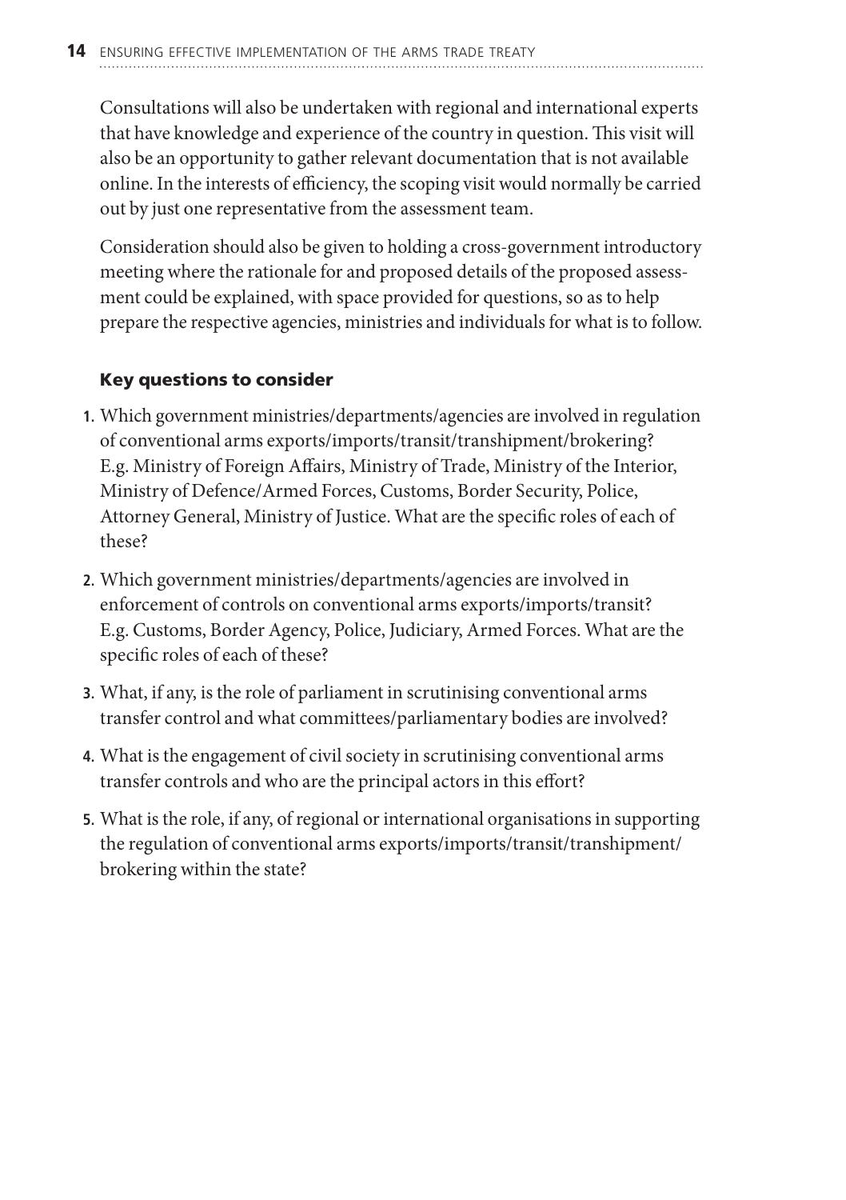Consultations will also be undertaken with regional and international experts that have knowledge and experience of the country in question. This visit will also be an opportunity to gather relevant documentation that is not available online. In the interests of efficiency, the scoping visit would normally be carried out by just one representative from the assessment team.

Consideration should also be given to holding a cross-government introductory meeting where the rationale for and proposed details of the proposed assessment could be explained, with space provided for questions, so as to help prepare the respective agencies, ministries and individuals for what is to follow.

### Key questions to consider

1. Which government ministries/departments/agencies are involved in regulation of conventional arms exports/imports/transit/transhipment/brokering? E.g. Ministry of Foreign Affairs, Ministry of Trade, Ministry of the Interior, Ministry of Defence/Armed Forces, Customs, Border Security, Police, Attorney General, Ministry of Justice. What are the specific roles of each of these?
2. Which government ministries/departments/agencies are involved in enforcement of controls on conventional arms exports/imports/transit? E.g. Customs, Border Agency, Police, Judiciary, Armed Forces. What are the specific roles of each of these?
3. What, if any, is the role of parliament in scrutinising conventional arms transfer control and what committees/parliamentary bodies are involved?
4. What is the engagement of civil society in scrutinising conventional arms transfer controls and who are the principal actors in this effort?
5. What is the role, if any, of regional or international organisations in supporting the regulation of conventional arms exports/imports/transit/transhipment/brokering within the state?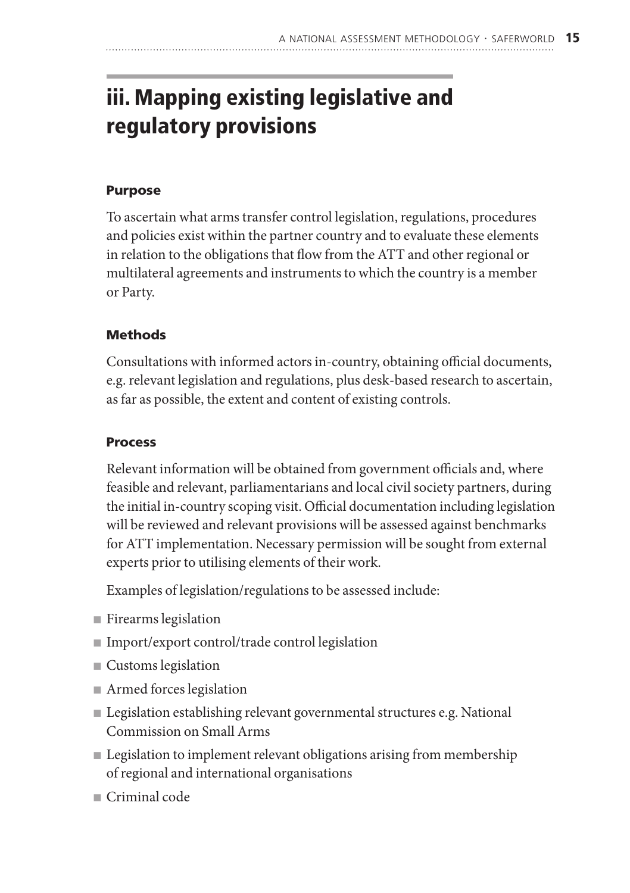# iii. Mapping existing legislative and regulatory provisions

### Purpose

To ascertain what arms transfer control legislation, regulations, procedures and policies exist within the partner country and to evaluate these elements in relation to the obligations that flow from the ATT and other regional or multilateral agreements and instruments to which the country is a member or Party.

### Methods

Consultations with informed actors in-country, obtaining official documents, e.g. relevant legislation and regulations, plus desk-based research to ascertain, as far as possible, the extent and content of existing controls.

### Process

Relevant information will be obtained from government officials and, where feasible and relevant, parliamentarians and local civil society partners, during the initial in-country scoping visit. Official documentation including legislation will be reviewed and relevant provisions will be assessed against benchmarks for ATT implementation. Necessary permission will be sought from external experts prior to utilising elements of their work.

Examples of legislation/regulations to be assessed include:

- Firearms legislation
- Import/export control/trade control legislation
- Customs legislation
- Armed forces legislation
- Legislation establishing relevant governmental structures e.g. National Commission on Small Arms
- Legislation to implement relevant obligations arising from membership of regional and international organisations
- Criminal code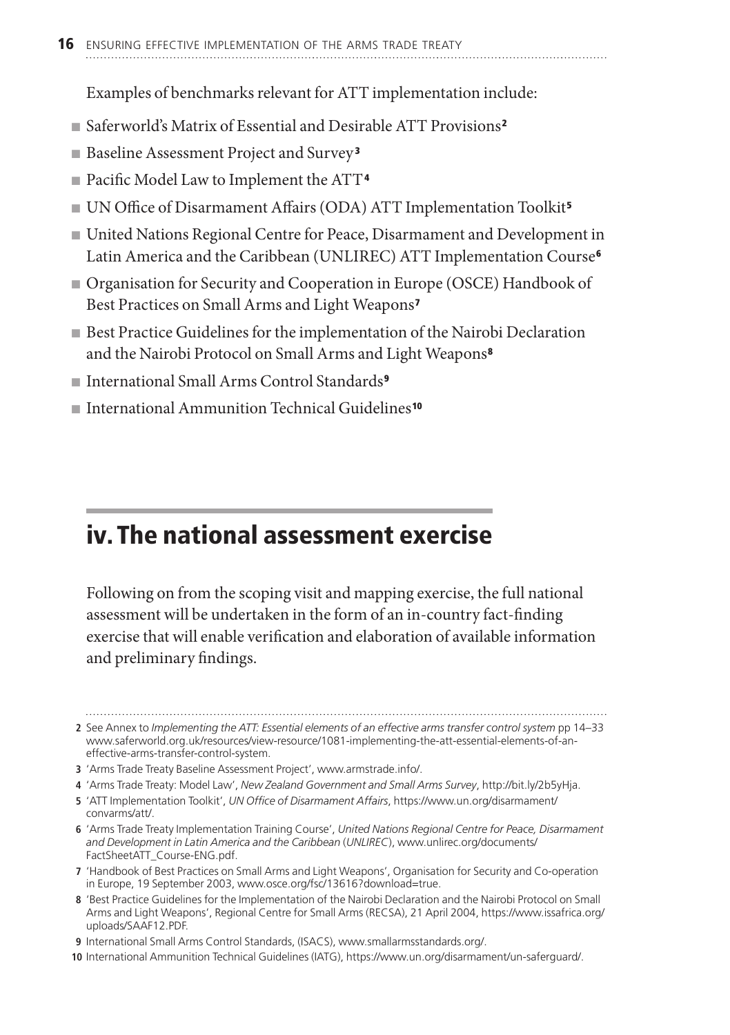Examples of benchmarks relevant for ATT implementation include:

- Saferworld's Matrix of Essential and Desirable ATT Provisions[2]
- Baseline Assessment Project and Survey[3]
- Pacific Model Law to Implement the ATT[4]
- UN Office of Disarmament Affairs (ODA) ATT Implementation Toolkit[5]
- United Nations Regional Centre for Peace, Disarmament and Development in Latin America and the Caribbean (UNLIREC) ATT Implementation Course[6]
- Organisation for Security and Cooperation in Europe (OSCE) Handbook of Best Practices on Small Arms and Light Weapons[7]
- Best Practice Guidelines for the implementation of the Nairobi Declaration and the Nairobi Protocol on Small Arms and Light Weapons[8]
- International Small Arms Control Standards[9]
- International Ammunition Technical Guidelines[10]

## iv. The national assessment exercise

Following on from the scoping visit and mapping exercise, the full national assessment will be undertaken in the form of an in-country fact-finding exercise that will enable verification and elaboration of available information and preliminary findings.

---

2 See Annex to *Implementing the ATT: Essential elements of an effective arms transfer control system* pp 14–33 www.saferworld.org.uk/resources/view-resource/1081-implementing-the-att-essential-elements-of-an-effective-arms-transfer-control-system.

3 'Arms Trade Treaty Baseline Assessment Project', www.armstrade.info/.

4 'Arms Trade Treaty: Model Law', *New Zealand Government and Small Arms Survey*, http://bit.ly/2b5yHja.

5 'ATT Implementation Toolkit', *UN Office of Disarmament Affairs*, https://www.un.org/disarmament/convarms/att/.

6 'Arms Trade Treaty Implementation Training Course', *United Nations Regional Centre for Peace, Disarmament and Development in Latin America and the Caribbean* (*UNLIREC*), www.unlirec.org/documents/FactSheetATT_Course-ENG.pdf.

7 'Handbook of Best Practices on Small Arms and Light Weapons', Organisation for Security and Co-operation in Europe, 19 September 2003, www.osce.org/fsc/13616?download=true.

8 'Best Practice Guidelines for the Implementation of the Nairobi Declaration and the Nairobi Protocol on Small Arms and Light Weapons', Regional Centre for Small Arms (RECSA), 21 April 2004, https://www.issafrica.org/uploads/SAAF12.PDF.

9 International Small Arms Control Standards, (ISACS), www.smallarmsstandards.org/.

10 International Ammunition Technical Guidelines (IATG), https://www.un.org/disarmament/un-saferguard/.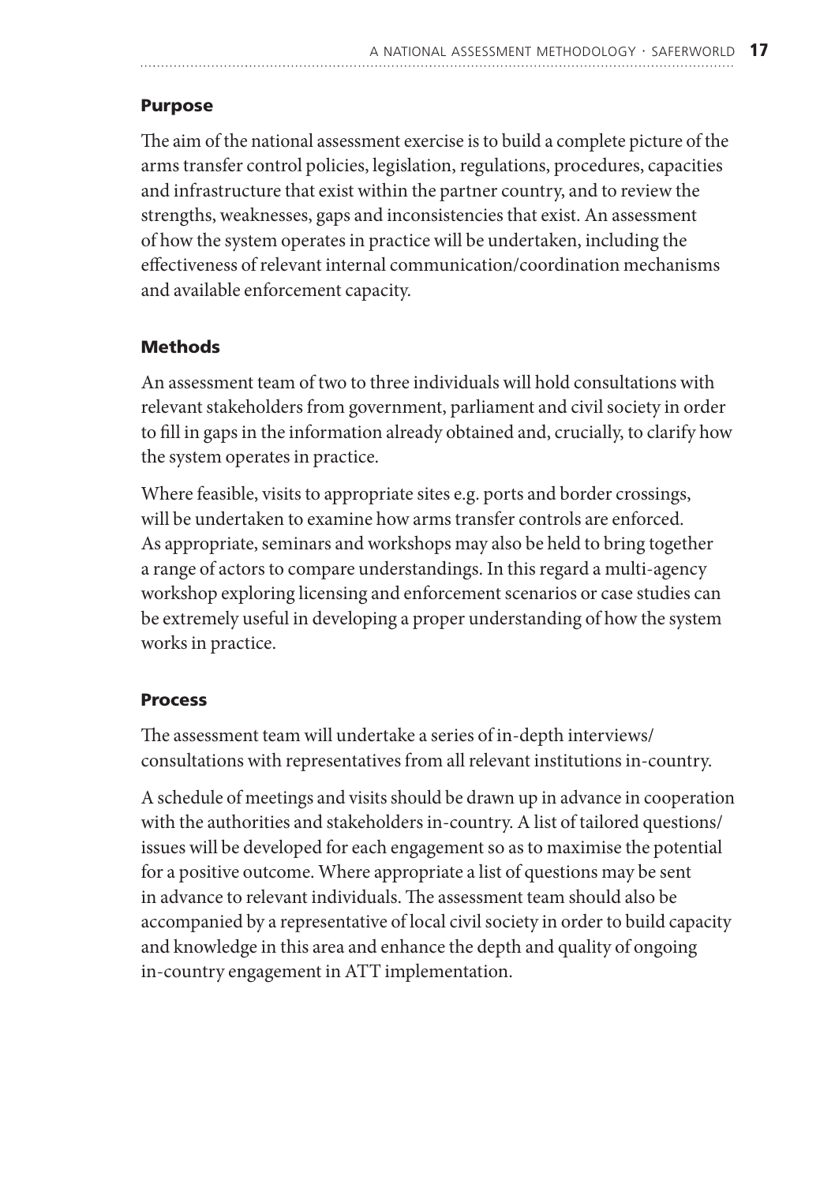### Purpose

The aim of the national assessment exercise is to build a complete picture of the arms transfer control policies, legislation, regulations, procedures, capacities and infrastructure that exist within the partner country, and to review the strengths, weaknesses, gaps and inconsistencies that exist. An assessment of how the system operates in practice will be undertaken, including the effectiveness of relevant internal communication/coordination mechanisms and available enforcement capacity.

### Methods

An assessment team of two to three individuals will hold consultations with relevant stakeholders from government, parliament and civil society in order to fill in gaps in the information already obtained and, crucially, to clarify how the system operates in practice.

Where feasible, visits to appropriate sites e.g. ports and border crossings, will be undertaken to examine how arms transfer controls are enforced. As appropriate, seminars and workshops may also be held to bring together a range of actors to compare understandings. In this regard a multi-agency workshop exploring licensing and enforcement scenarios or case studies can be extremely useful in developing a proper understanding of how the system works in practice.

### Process

The assessment team will undertake a series of in-depth interviews/consultations with representatives from all relevant institutions in-country.

A schedule of meetings and visits should be drawn up in advance in cooperation with the authorities and stakeholders in-country. A list of tailored questions/issues will be developed for each engagement so as to maximise the potential for a positive outcome. Where appropriate a list of questions may be sent in advance to relevant individuals. The assessment team should also be accompanied by a representative of local civil society in order to build capacity and knowledge in this area and enhance the depth and quality of ongoing in-country engagement in ATT implementation.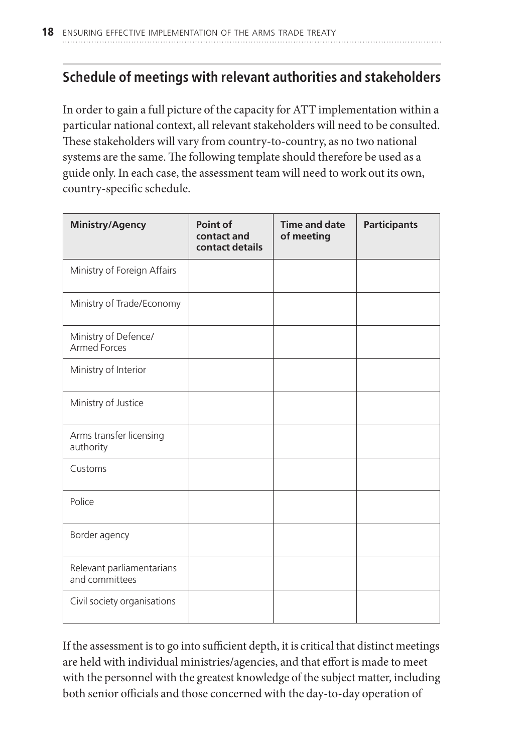## Schedule of meetings with relevant authorities and stakeholders

In order to gain a full picture of the capacity for ATT implementation within a particular national context, all relevant stakeholders will need to be consulted. These stakeholders will vary from country-to-country, as no two national systems are the same. The following template should therefore be used as a guide only. In each case, the assessment team will need to work out its own, country-specific schedule.

| Ministry/Agency | Point of contact and contact details | Time and date of meeting | Participants |
|---|---|---|---|
| Ministry of Foreign Affairs | | | |
| Ministry of Trade/Economy | | | |
| Ministry of Defence/ Armed Forces | | | |
| Ministry of Interior | | | |
| Ministry of Justice | | | |
| Arms transfer licensing authority | | | |
| Customs | | | |
| Police | | | |
| Border agency | | | |
| Relevant parliamentarians and committees | | | |
| Civil society organisations | | | |

If the assessment is to go into sufficient depth, it is critical that distinct meetings are held with individual ministries/agencies, and that effort is made to meet with the personnel with the greatest knowledge of the subject matter, including both senior officials and those concerned with the day-to-day operation of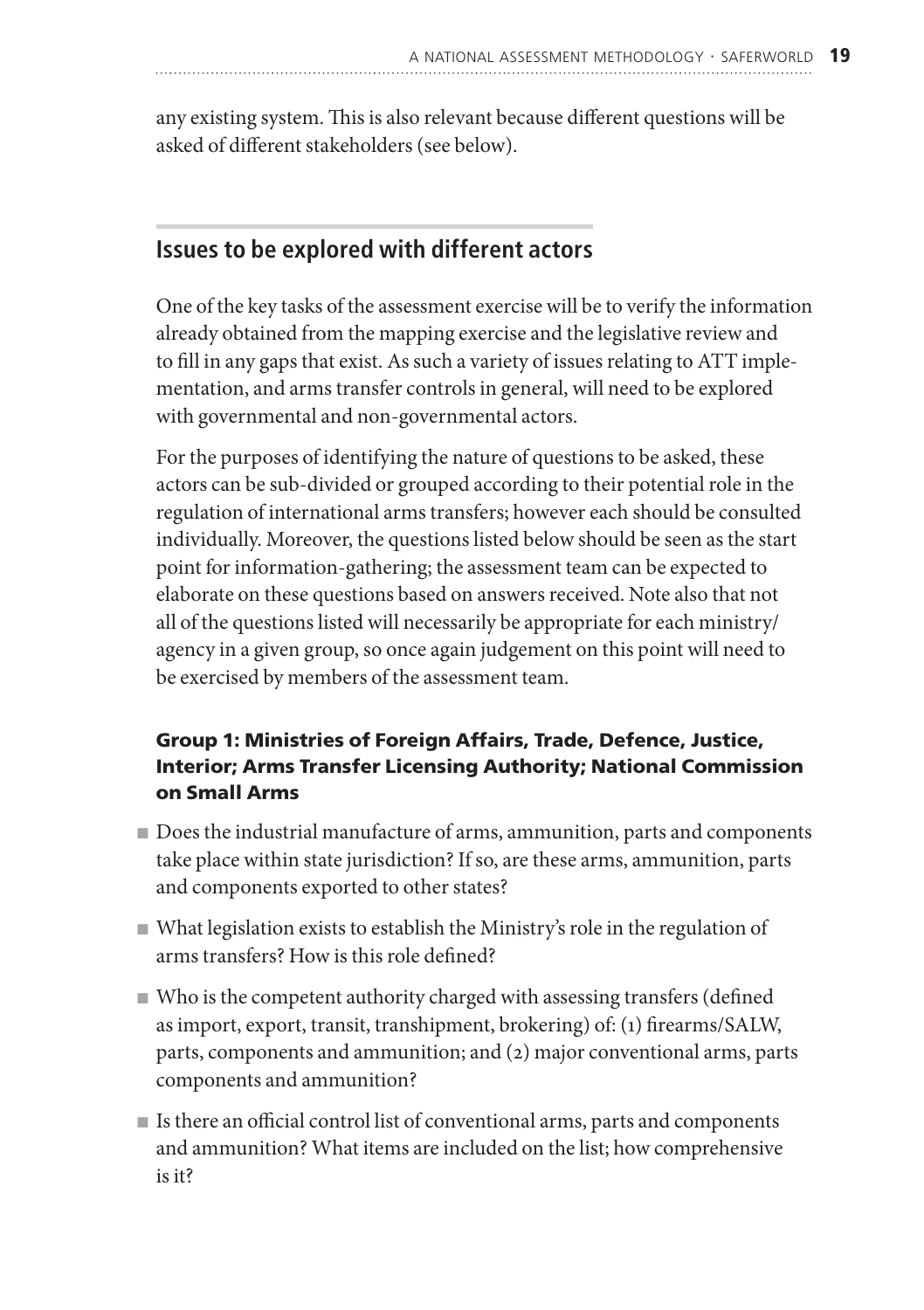any existing system. This is also relevant because different questions will be asked of different stakeholders (see below).

## Issues to be explored with different actors

One of the key tasks of the assessment exercise will be to verify the information already obtained from the mapping exercise and the legislative review and to fill in any gaps that exist. As such a variety of issues relating to ATT implementation, and arms transfer controls in general, will need to be explored with governmental and non-governmental actors.

For the purposes of identifying the nature of questions to be asked, these actors can be sub-divided or grouped according to their potential role in the regulation of international arms transfers; however each should be consulted individually. Moreover, the questions listed below should be seen as the start point for information-gathering; the assessment team can be expected to elaborate on these questions based on answers received. Note also that not all of the questions listed will necessarily be appropriate for each ministry/agency in a given group, so once again judgement on this point will need to be exercised by members of the assessment team.

### Group 1: Ministries of Foreign Affairs, Trade, Defence, Justice, Interior; Arms Transfer Licensing Authority; National Commission on Small Arms

- Does the industrial manufacture of arms, ammunition, parts and components take place within state jurisdiction? If so, are these arms, ammunition, parts and components exported to other states?
- What legislation exists to establish the Ministry's role in the regulation of arms transfers? How is this role defined?
- Who is the competent authority charged with assessing transfers (defined as import, export, transit, transhipment, brokering) of: (1) firearms/SALW, parts, components and ammunition; and (2) major conventional arms, parts components and ammunition?
- Is there an official control list of conventional arms, parts and components and ammunition? What items are included on the list; how comprehensive is it?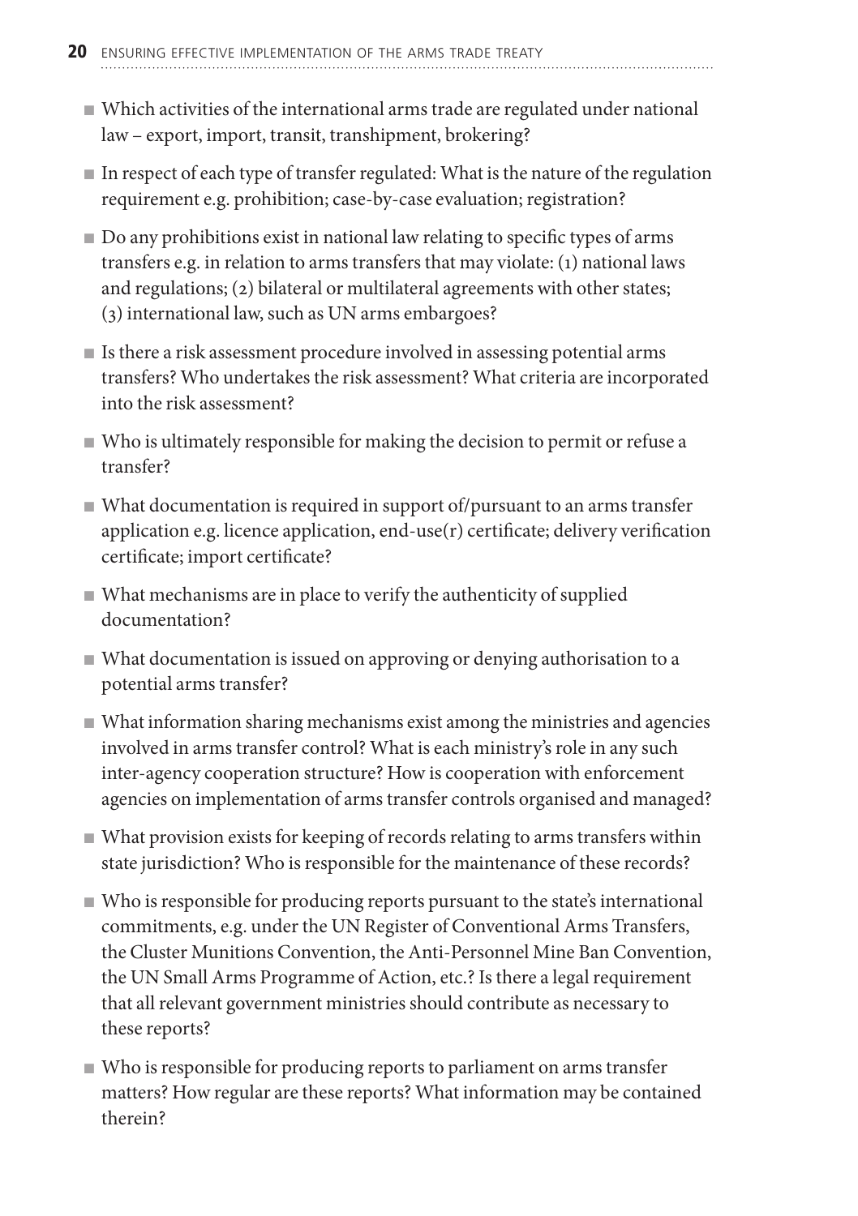- Which activities of the international arms trade are regulated under national law – export, import, transit, transhipment, brokering?
- In respect of each type of transfer regulated: What is the nature of the regulation requirement e.g. prohibition; case-by-case evaluation; registration?
- Do any prohibitions exist in national law relating to specific types of arms transfers e.g. in relation to arms transfers that may violate: (1) national laws and regulations; (2) bilateral or multilateral agreements with other states; (3) international law, such as UN arms embargoes?
- Is there a risk assessment procedure involved in assessing potential arms transfers? Who undertakes the risk assessment? What criteria are incorporated into the risk assessment?
- Who is ultimately responsible for making the decision to permit or refuse a transfer?
- What documentation is required in support of/pursuant to an arms transfer application e.g. licence application, end-use(r) certificate; delivery verification certificate; import certificate?
- What mechanisms are in place to verify the authenticity of supplied documentation?
- What documentation is issued on approving or denying authorisation to a potential arms transfer?
- What information sharing mechanisms exist among the ministries and agencies involved in arms transfer control? What is each ministry's role in any such inter-agency cooperation structure? How is cooperation with enforcement agencies on implementation of arms transfer controls organised and managed?
- What provision exists for keeping of records relating to arms transfers within state jurisdiction? Who is responsible for the maintenance of these records?
- Who is responsible for producing reports pursuant to the state's international commitments, e.g. under the UN Register of Conventional Arms Transfers, the Cluster Munitions Convention, the Anti-Personnel Mine Ban Convention, the UN Small Arms Programme of Action, etc.? Is there a legal requirement that all relevant government ministries should contribute as necessary to these reports?
- Who is responsible for producing reports to parliament on arms transfer matters? How regular are these reports? What information may be contained therein?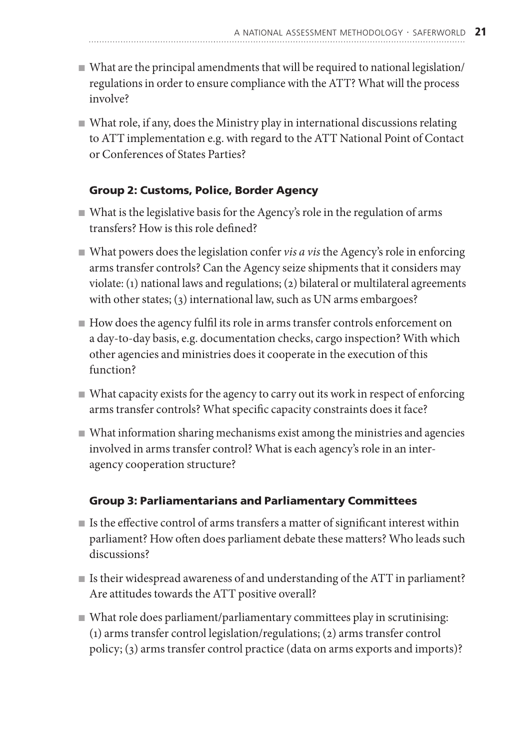- What are the principal amendments that will be required to national legislation/ regulations in order to ensure compliance with the ATT? What will the process involve?
- What role, if any, does the Ministry play in international discussions relating to ATT implementation e.g. with regard to the ATT National Point of Contact or Conferences of States Parties?

### Group 2: Customs, Police, Border Agency

- What is the legislative basis for the Agency's role in the regulation of arms transfers? How is this role defined?
- What powers does the legislation confer *vis a vis* the Agency's role in enforcing arms transfer controls? Can the Agency seize shipments that it considers may violate: (1) national laws and regulations; (2) bilateral or multilateral agreements with other states; (3) international law, such as UN arms embargoes?
- How does the agency fulfil its role in arms transfer controls enforcement on a day-to-day basis, e.g. documentation checks, cargo inspection? With which other agencies and ministries does it cooperate in the execution of this function?
- What capacity exists for the agency to carry out its work in respect of enforcing arms transfer controls? What specific capacity constraints does it face?
- What information sharing mechanisms exist among the ministries and agencies involved in arms transfer control? What is each agency's role in an inter-agency cooperation structure?

### Group 3: Parliamentarians and Parliamentary Committees

- Is the effective control of arms transfers a matter of significant interest within parliament? How often does parliament debate these matters? Who leads such discussions?
- Is their widespread awareness of and understanding of the ATT in parliament? Are attitudes towards the ATT positive overall?
- What role does parliament/parliamentary committees play in scrutinising: (1) arms transfer control legislation/regulations; (2) arms transfer control policy; (3) arms transfer control practice (data on arms exports and imports)?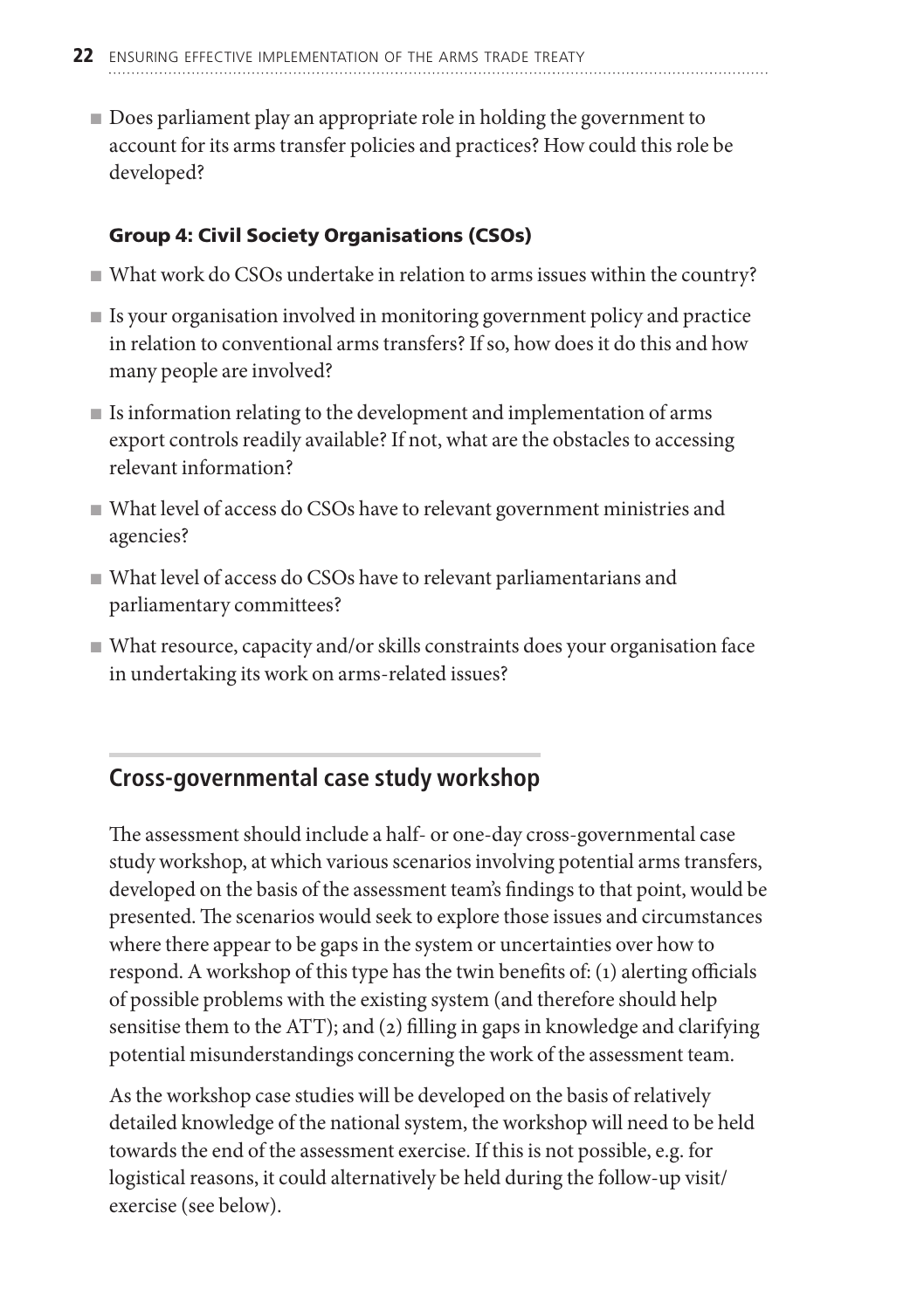- Does parliament play an appropriate role in holding the government to account for its arms transfer policies and practices? How could this role be developed?

### Group 4: Civil Society Organisations (CSOs)

- What work do CSOs undertake in relation to arms issues within the country?
- Is your organisation involved in monitoring government policy and practice in relation to conventional arms transfers? If so, how does it do this and how many people are involved?
- Is information relating to the development and implementation of arms export controls readily available? If not, what are the obstacles to accessing relevant information?
- What level of access do CSOs have to relevant government ministries and agencies?
- What level of access do CSOs have to relevant parliamentarians and parliamentary committees?
- What resource, capacity and/or skills constraints does your organisation face in undertaking its work on arms-related issues?

## Cross-governmental case study workshop

The assessment should include a half- or one-day cross-governmental case study workshop, at which various scenarios involving potential arms transfers, developed on the basis of the assessment team's findings to that point, would be presented. The scenarios would seek to explore those issues and circumstances where there appear to be gaps in the system or uncertainties over how to respond. A workshop of this type has the twin benefits of: (1) alerting officials of possible problems with the existing system (and therefore should help sensitise them to the ATT); and (2) filling in gaps in knowledge and clarifying potential misunderstandings concerning the work of the assessment team.

As the workshop case studies will be developed on the basis of relatively detailed knowledge of the national system, the workshop will need to be held towards the end of the assessment exercise. If this is not possible, e.g. for logistical reasons, it could alternatively be held during the follow-up visit/exercise (see below).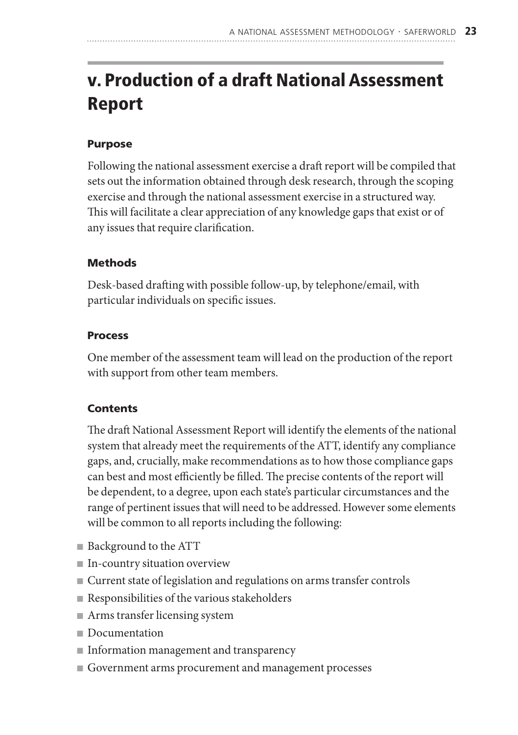# v. Production of a draft National Assessment Report

#### Purpose

Following the national assessment exercise a draft report will be compiled that sets out the information obtained through desk research, through the scoping exercise and through the national assessment exercise in a structured way. This will facilitate a clear appreciation of any knowledge gaps that exist or of any issues that require clarification.

#### Methods

Desk-based drafting with possible follow-up, by telephone/email, with particular individuals on specific issues.

#### Process

One member of the assessment team will lead on the production of the report with support from other team members.

#### Contents

The draft National Assessment Report will identify the elements of the national system that already meet the requirements of the ATT, identify any compliance gaps, and, crucially, make recommendations as to how those compliance gaps can best and most efficiently be filled. The precise contents of the report will be dependent, to a degree, upon each state's particular circumstances and the range of pertinent issues that will need to be addressed. However some elements will be common to all reports including the following:

- Background to the ATT
- In-country situation overview
- Current state of legislation and regulations on arms transfer controls
- Responsibilities of the various stakeholders
- Arms transfer licensing system
- Documentation
- Information management and transparency
- Government arms procurement and management processes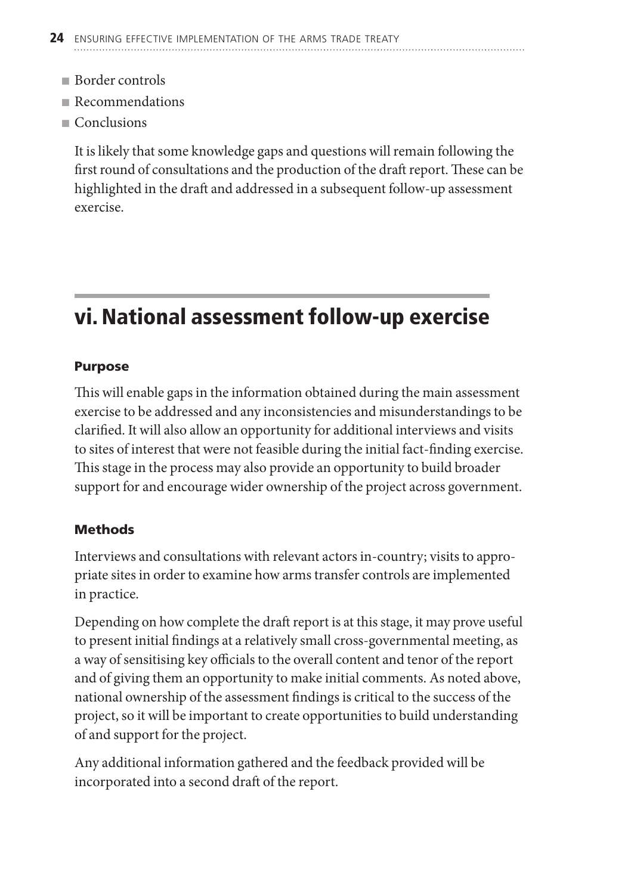- Border controls
- Recommendations
- Conclusions

It is likely that some knowledge gaps and questions will remain following the first round of consultations and the production of the draft report. These can be highlighted in the draft and addressed in a subsequent follow-up assessment exercise.

## vi. National assessment follow-up exercise

### Purpose

This will enable gaps in the information obtained during the main assessment exercise to be addressed and any inconsistencies and misunderstandings to be clarified. It will also allow an opportunity for additional interviews and visits to sites of interest that were not feasible during the initial fact-finding exercise. This stage in the process may also provide an opportunity to build broader support for and encourage wider ownership of the project across government.

### Methods

Interviews and consultations with relevant actors in-country; visits to appropriate sites in order to examine how arms transfer controls are implemented in practice.

Depending on how complete the draft report is at this stage, it may prove useful to present initial findings at a relatively small cross-governmental meeting, as a way of sensitising key officials to the overall content and tenor of the report and of giving them an opportunity to make initial comments. As noted above, national ownership of the assessment findings is critical to the success of the project, so it will be important to create opportunities to build understanding of and support for the project.

Any additional information gathered and the feedback provided will be incorporated into a second draft of the report.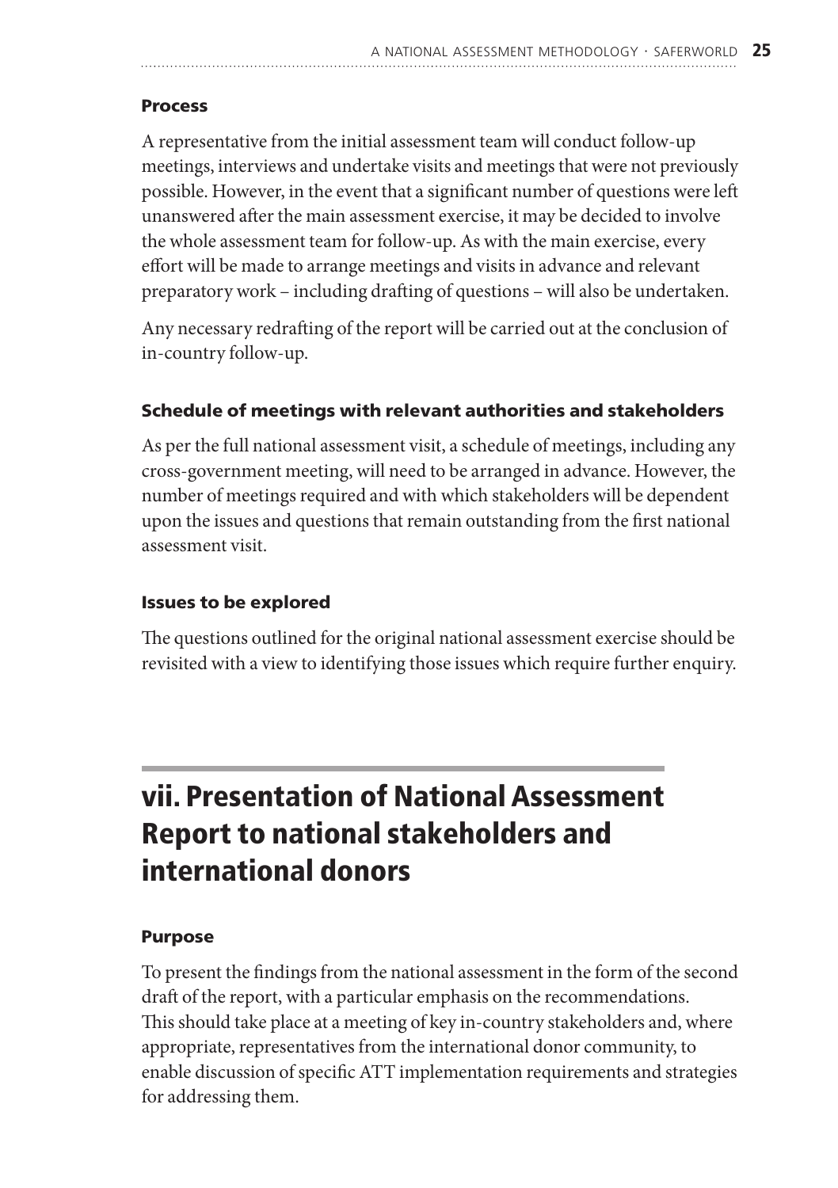### Process

A representative from the initial assessment team will conduct follow-up meetings, interviews and undertake visits and meetings that were not previously possible. However, in the event that a significant number of questions were left unanswered after the main assessment exercise, it may be decided to involve the whole assessment team for follow-up. As with the main exercise, every effort will be made to arrange meetings and visits in advance and relevant preparatory work – including drafting of questions – will also be undertaken.

Any necessary redrafting of the report will be carried out at the conclusion of in-country follow-up.

### Schedule of meetings with relevant authorities and stakeholders

As per the full national assessment visit, a schedule of meetings, including any cross-government meeting, will need to be arranged in advance. However, the number of meetings required and with which stakeholders will be dependent upon the issues and questions that remain outstanding from the first national assessment visit.

### Issues to be explored

The questions outlined for the original national assessment exercise should be revisited with a view to identifying those issues which require further enquiry.

## vii. Presentation of National Assessment Report to national stakeholders and international donors

### Purpose

To present the findings from the national assessment in the form of the second draft of the report, with a particular emphasis on the recommendations. This should take place at a meeting of key in-country stakeholders and, where appropriate, representatives from the international donor community, to enable discussion of specific ATT implementation requirements and strategies for addressing them.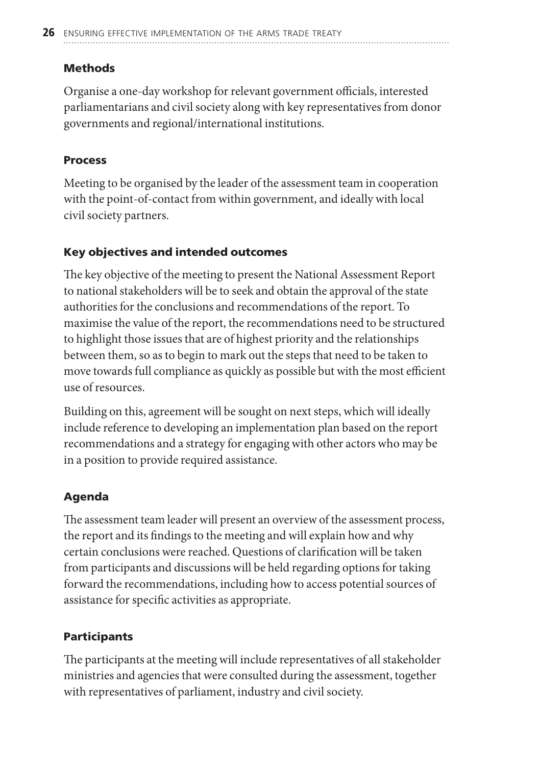### Methods

Organise a one-day workshop for relevant government officials, interested parliamentarians and civil society along with key representatives from donor governments and regional/international institutions.

### Process

Meeting to be organised by the leader of the assessment team in cooperation with the point-of-contact from within government, and ideally with local civil society partners.

### Key objectives and intended outcomes

The key objective of the meeting to present the National Assessment Report to national stakeholders will be to seek and obtain the approval of the state authorities for the conclusions and recommendations of the report. To maximise the value of the report, the recommendations need to be structured to highlight those issues that are of highest priority and the relationships between them, so as to begin to mark out the steps that need to be taken to move towards full compliance as quickly as possible but with the most efficient use of resources.

Building on this, agreement will be sought on next steps, which will ideally include reference to developing an implementation plan based on the report recommendations and a strategy for engaging with other actors who may be in a position to provide required assistance.

### Agenda

The assessment team leader will present an overview of the assessment process, the report and its findings to the meeting and will explain how and why certain conclusions were reached. Questions of clarification will be taken from participants and discussions will be held regarding options for taking forward the recommendations, including how to access potential sources of assistance for specific activities as appropriate.

### Participants

The participants at the meeting will include representatives of all stakeholder ministries and agencies that were consulted during the assessment, together with representatives of parliament, industry and civil society.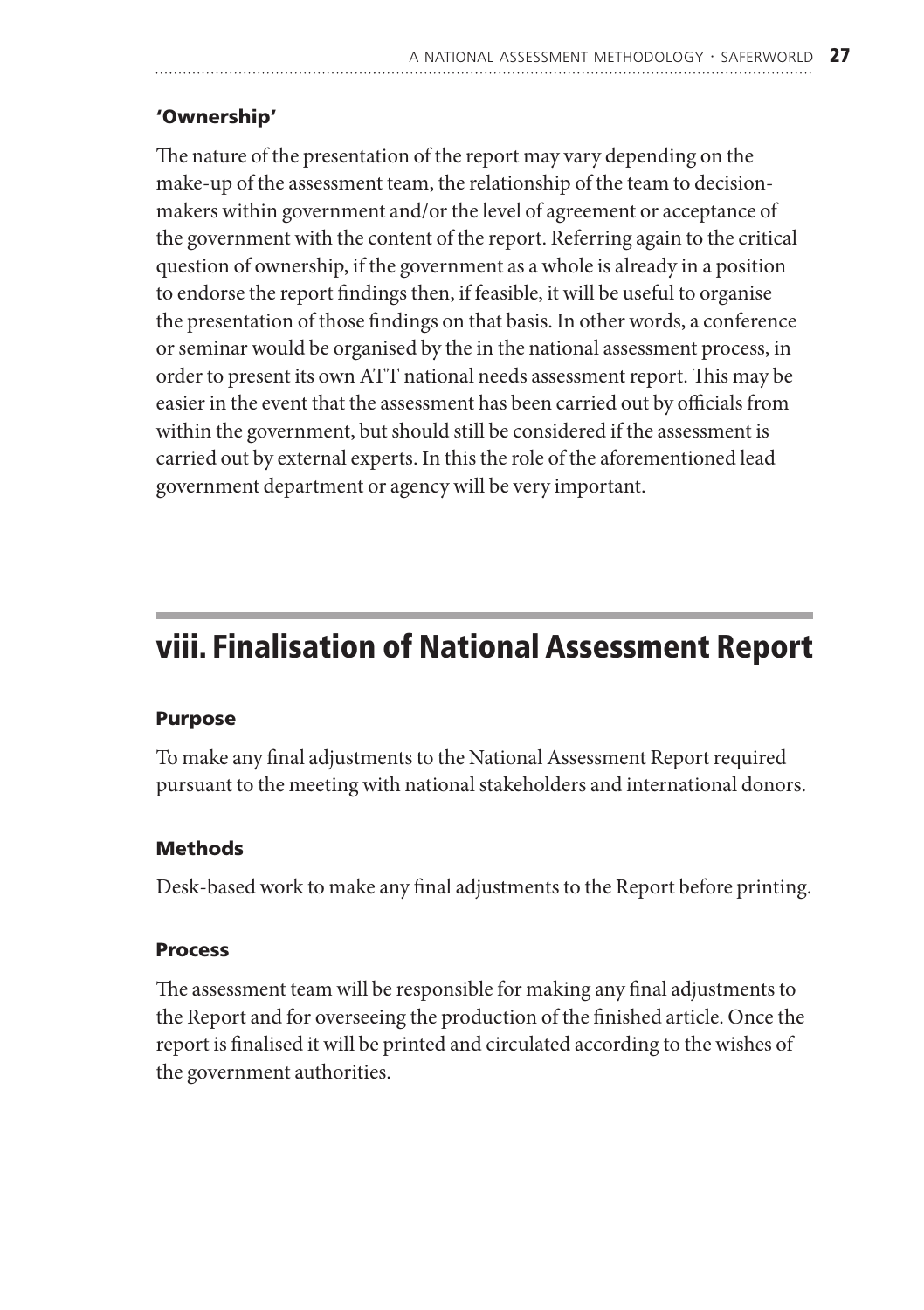### 'Ownership'

The nature of the presentation of the report may vary depending on the make-up of the assessment team, the relationship of the team to decision-makers within government and/or the level of agreement or acceptance of the government with the content of the report. Referring again to the critical question of ownership, if the government as a whole is already in a position to endorse the report findings then, if feasible, it will be useful to organise the presentation of those findings on that basis. In other words, a conference or seminar would be organised by the in the national assessment process, in order to present its own ATT national needs assessment report. This may be easier in the event that the assessment has been carried out by officials from within the government, but should still be considered if the assessment is carried out by external experts. In this the role of the aforementioned lead government department or agency will be very important.

## viii. Finalisation of National Assessment Report

### Purpose

To make any final adjustments to the National Assessment Report required pursuant to the meeting with national stakeholders and international donors.

### Methods

Desk-based work to make any final adjustments to the Report before printing.

### Process

The assessment team will be responsible for making any final adjustments to the Report and for overseeing the production of the finished article. Once the report is finalised it will be printed and circulated according to the wishes of the government authorities.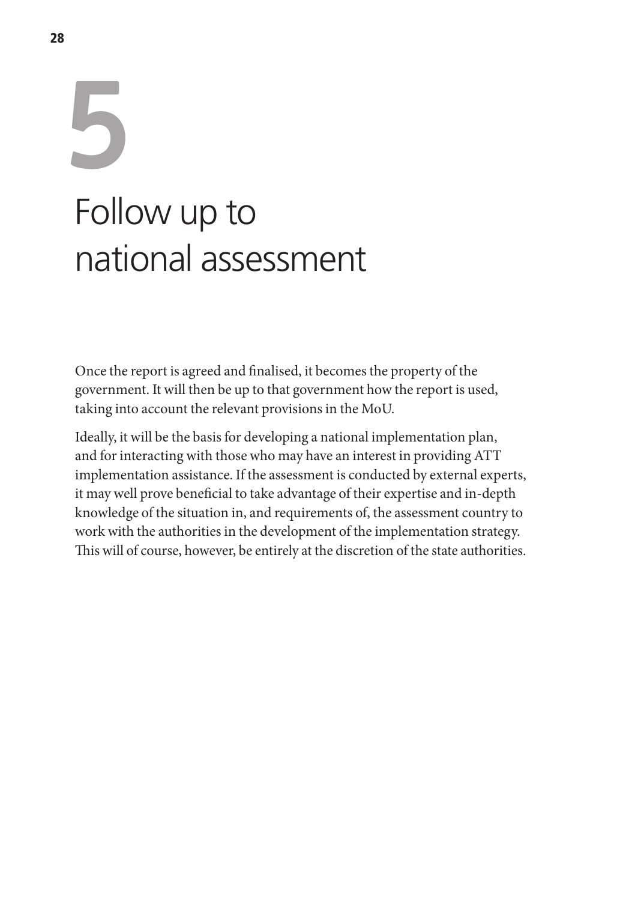# 5 Follow up to national assessment

Once the report is agreed and finalised, it becomes the property of the government. It will then be up to that government how the report is used, taking into account the relevant provisions in the MoU.

Ideally, it will be the basis for developing a national implementation plan, and for interacting with those who may have an interest in providing ATT implementation assistance. If the assessment is conducted by external experts, it may well prove beneficial to take advantage of their expertise and in-depth knowledge of the situation in, and requirements of, the assessment country to work with the authorities in the development of the implementation strategy. This will of course, however, be entirely at the discretion of the state authorities.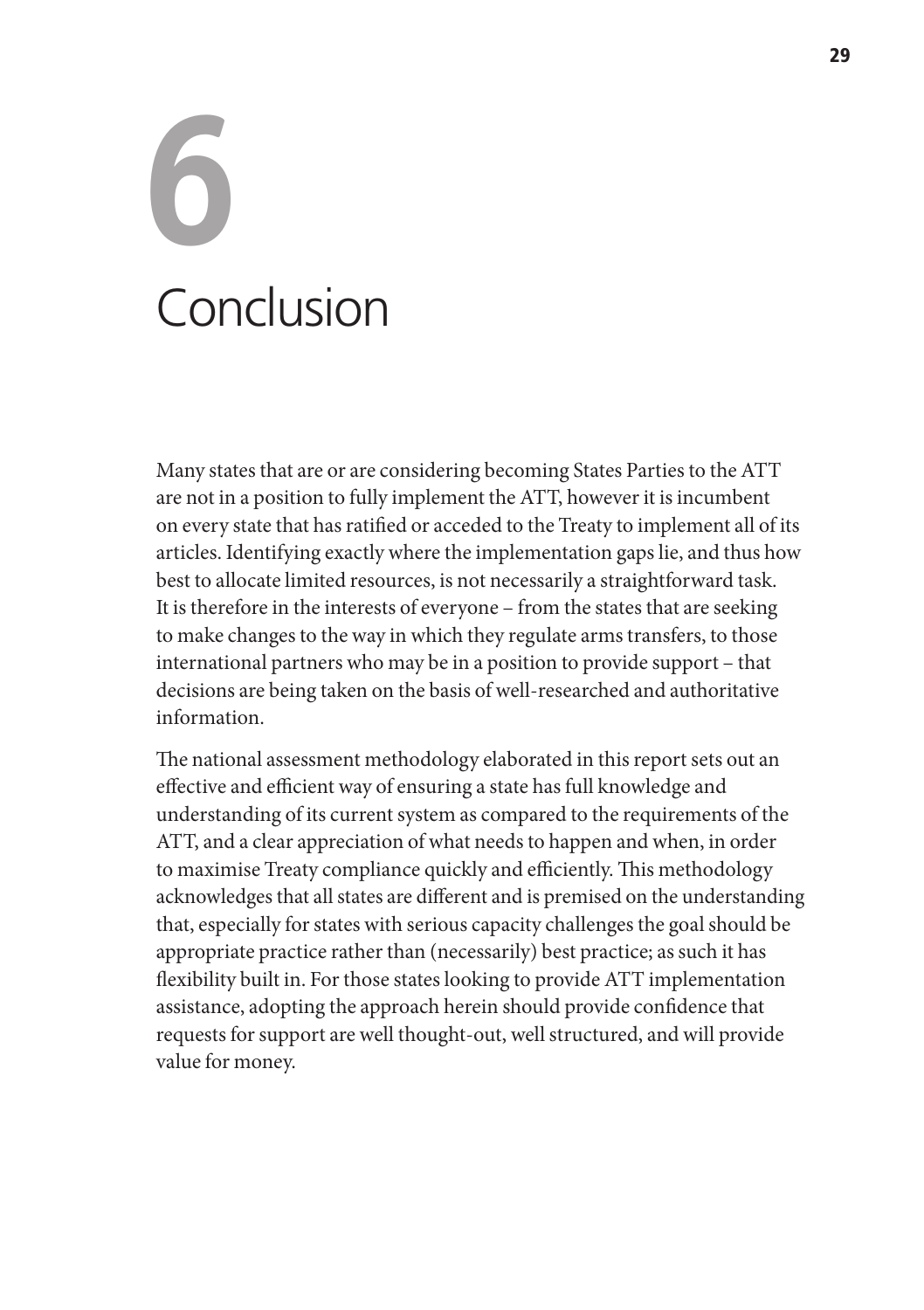# 6 Conclusion

Many states that are or are considering becoming States Parties to the ATT are not in a position to fully implement the ATT, however it is incumbent on every state that has ratified or acceded to the Treaty to implement all of its articles. Identifying exactly where the implementation gaps lie, and thus how best to allocate limited resources, is not necessarily a straightforward task. It is therefore in the interests of everyone – from the states that are seeking to make changes to the way in which they regulate arms transfers, to those international partners who may be in a position to provide support – that decisions are being taken on the basis of well-researched and authoritative information.

The national assessment methodology elaborated in this report sets out an effective and efficient way of ensuring a state has full knowledge and understanding of its current system as compared to the requirements of the ATT, and a clear appreciation of what needs to happen and when, in order to maximise Treaty compliance quickly and efficiently. This methodology acknowledges that all states are different and is premised on the understanding that, especially for states with serious capacity challenges the goal should be appropriate practice rather than (necessarily) best practice; as such it has flexibility built in. For those states looking to provide ATT implementation assistance, adopting the approach herein should provide confidence that requests for support are well thought-out, well structured, and will provide value for money.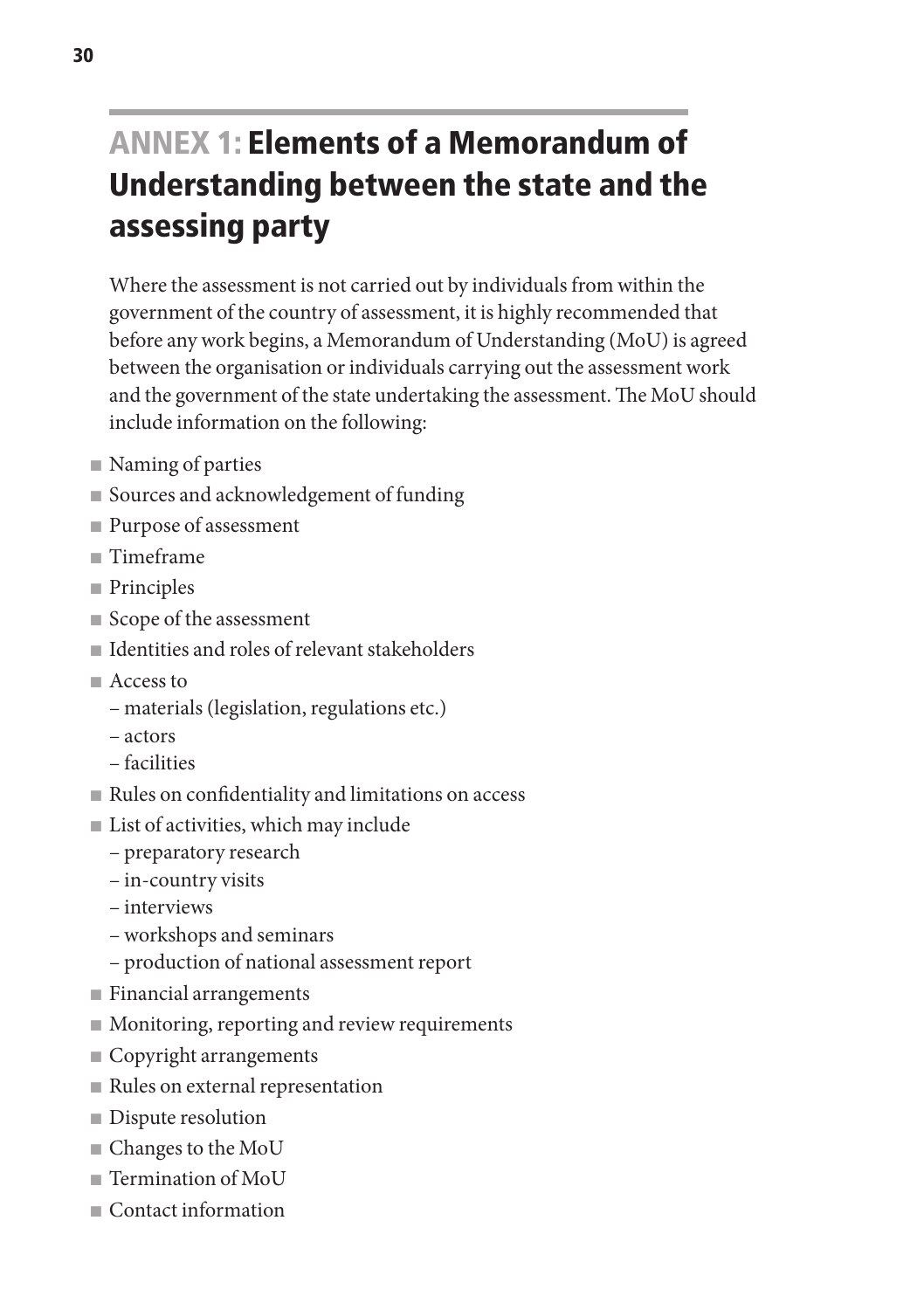# ANNEX 1: Elements of a Memorandum of Understanding between the state and the assessing party

Where the assessment is not carried out by individuals from within the government of the country of assessment, it is highly recommended that before any work begins, a Memorandum of Understanding (MoU) is agreed between the organisation or individuals carrying out the assessment work and the government of the state undertaking the assessment. The MoU should include information on the following:

- Naming of parties
- Sources and acknowledgement of funding
- Purpose of assessment
- Timeframe
- Principles
- Scope of the assessment
- Identities and roles of relevant stakeholders
- Access to
  – materials (legislation, regulations etc.)
  – actors
  – facilities
- Rules on confidentiality and limitations on access
- List of activities, which may include
  – preparatory research
  – in-country visits
  – interviews
  – workshops and seminars
  – production of national assessment report
- Financial arrangements
- Monitoring, reporting and review requirements
- Copyright arrangements
- Rules on external representation
- Dispute resolution
- Changes to the MoU
- Termination of MoU
- Contact information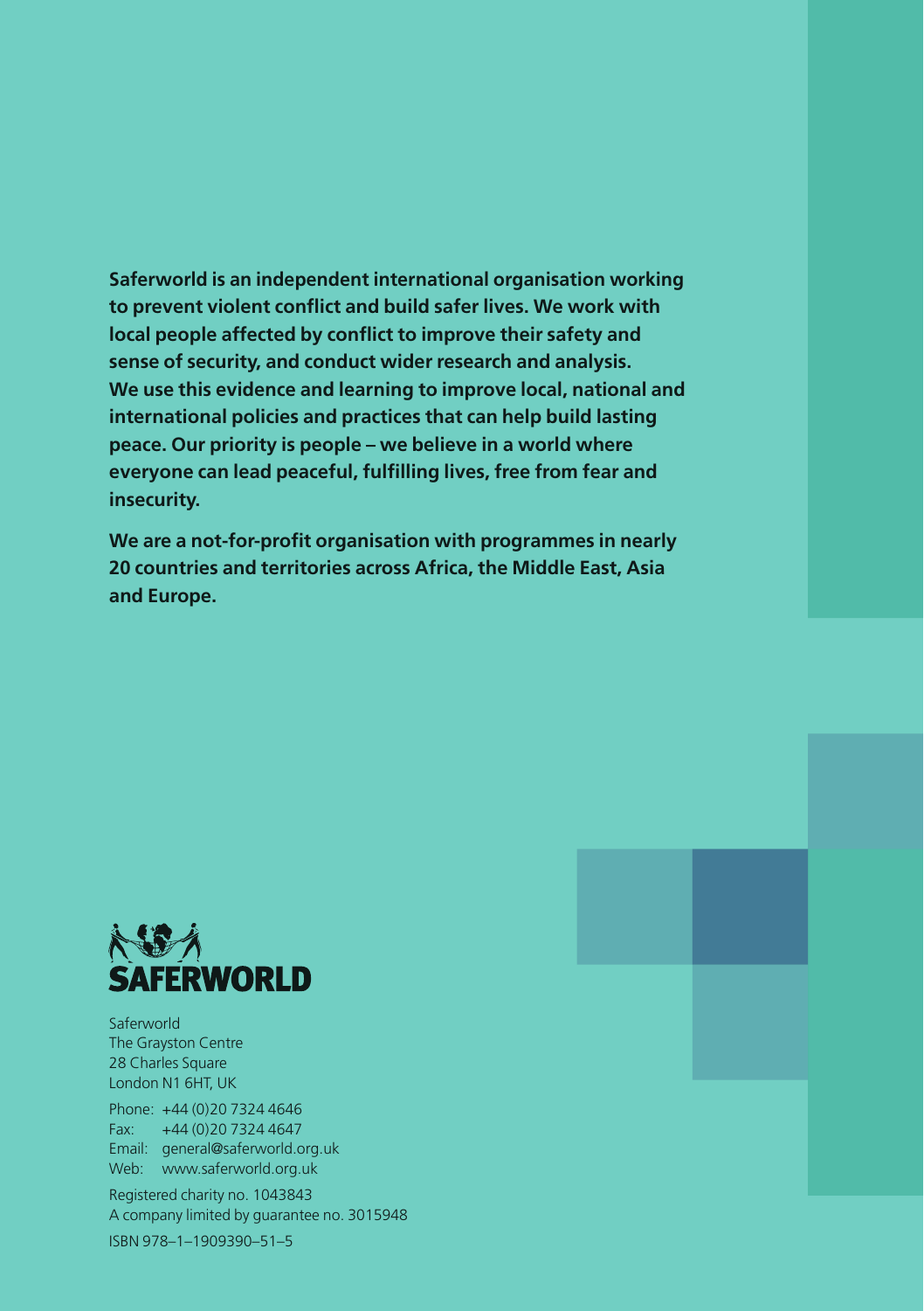**Saferworld is an independent international organisation working to prevent violent conflict and build safer lives. We work with local people affected by conflict to improve their safety and sense of security, and conduct wider research and analysis. We use this evidence and learning to improve local, national and international policies and practices that can help build lasting peace. Our priority is people – we believe in a world where everyone can lead peaceful, fulfilling lives, free from fear and insecurity.**

**We are a not-for-profit organisation with programmes in nearly 20 countries and territories across Africa, the Middle East, Asia and Europe.**

**SAFERWORLD**

Saferworld
The Grayston Centre
28 Charles Square
London N1 6HT, UK

Phone: +44 (0)20 7324 4646
Fax: +44 (0)20 7324 4647
Email: general@saferworld.org.uk
Web: www.saferworld.org.uk

Registered charity no. 1043843
A company limited by guarantee no. 3015948

ISBN 978–1–1909390–51–5